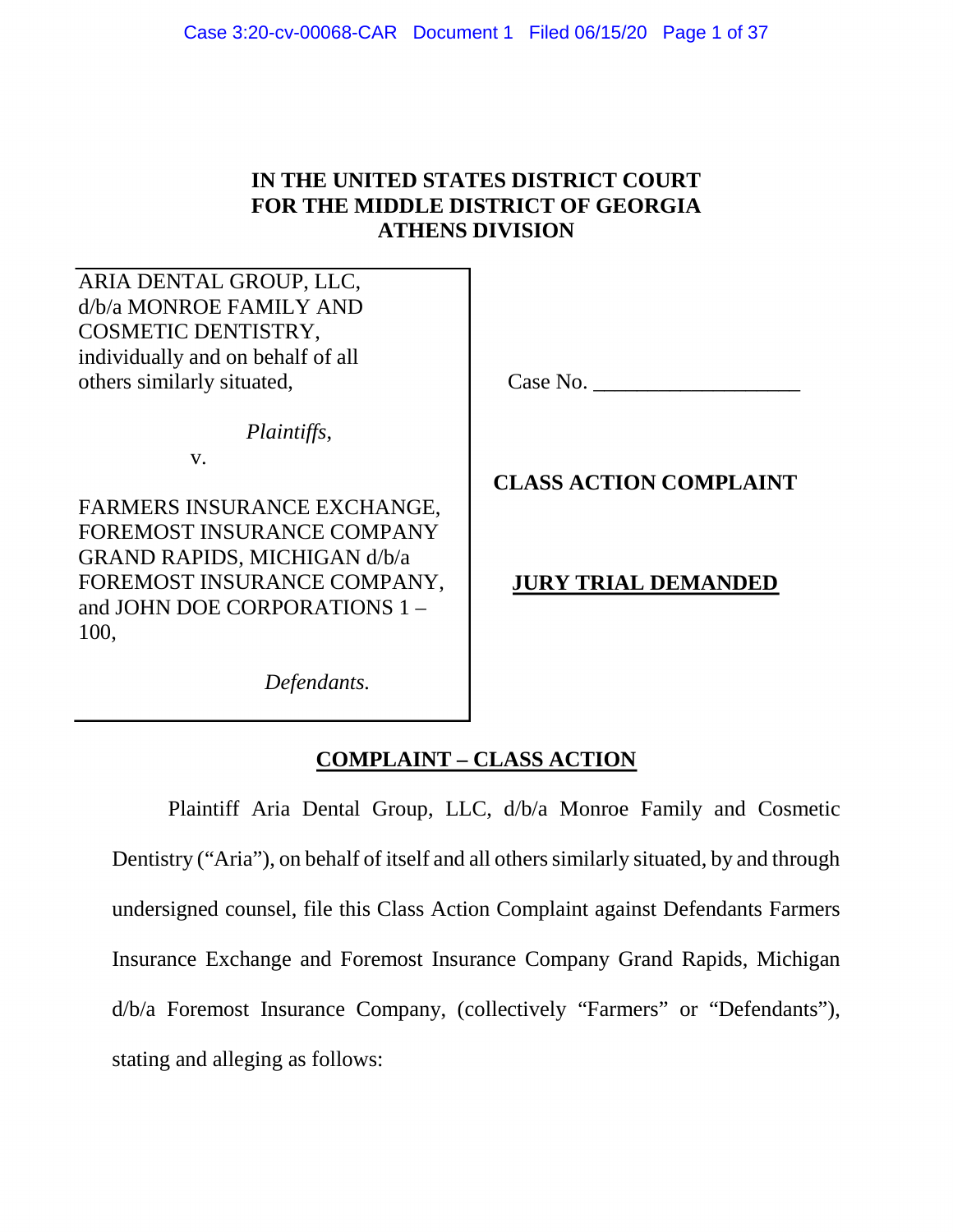**IN THE UNITED STATES DISTRICT COURT**
**FOR THE MIDDLE DISTRICT OF GEORGIA**
**ATHENS DIVISION**

ARIA DENTAL GROUP, LLC, d/b/a MONROE FAMILY AND COSMETIC DENTISTRY, individually and on behalf of all others similarly situated,

*Plaintiffs*,

v.

FARMERS INSURANCE EXCHANGE, FOREMOST INSURANCE COMPANY GRAND RAPIDS, MICHIGAN d/b/a FOREMOST INSURANCE COMPANY, and JOHN DOE CORPORATIONS 1 – 100,

*Defendants.*

Case No. ___________________

**CLASS ACTION COMPLAINT**

**JURY TRIAL DEMANDED**

## COMPLAINT – CLASS ACTION

Plaintiff Aria Dental Group, LLC, d/b/a Monroe Family and Cosmetic Dentistry ("Aria"), on behalf of itself and all others similarly situated, by and through undersigned counsel, file this Class Action Complaint against Defendants Farmers Insurance Exchange and Foremost Insurance Company Grand Rapids, Michigan d/b/a Foremost Insurance Company, (collectively "Farmers" or "Defendants"), stating and alleging as follows: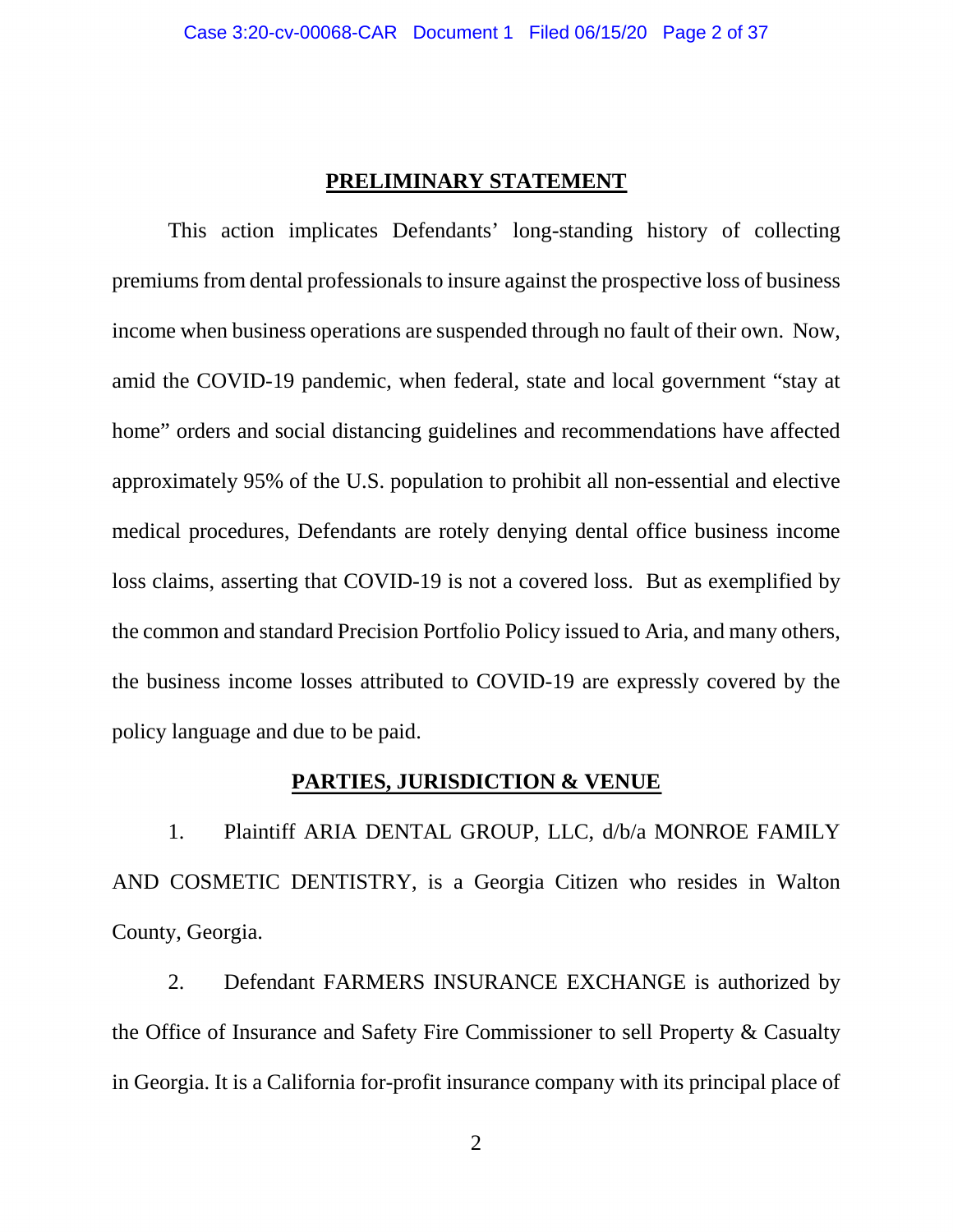## PRELIMINARY STATEMENT

This action implicates Defendants' long-standing history of collecting premiums from dental professionals to insure against the prospective loss of business income when business operations are suspended through no fault of their own. Now, amid the COVID-19 pandemic, when federal, state and local government "stay at home" orders and social distancing guidelines and recommendations have affected approximately 95% of the U.S. population to prohibit all non-essential and elective medical procedures, Defendants are rotely denying dental office business income loss claims, asserting that COVID-19 is not a covered loss. But as exemplified by the common and standard Precision Portfolio Policy issued to Aria, and many others, the business income losses attributed to COVID-19 are expressly covered by the policy language and due to be paid.

## PARTIES, JURISDICTION & VENUE

1. Plaintiff ARIA DENTAL GROUP, LLC, d/b/a MONROE FAMILY AND COSMETIC DENTISTRY, is a Georgia Citizen who resides in Walton County, Georgia.

2. Defendant FARMERS INSURANCE EXCHANGE is authorized by the Office of Insurance and Safety Fire Commissioner to sell Property & Casualty in Georgia. It is a California for-profit insurance company with its principal place of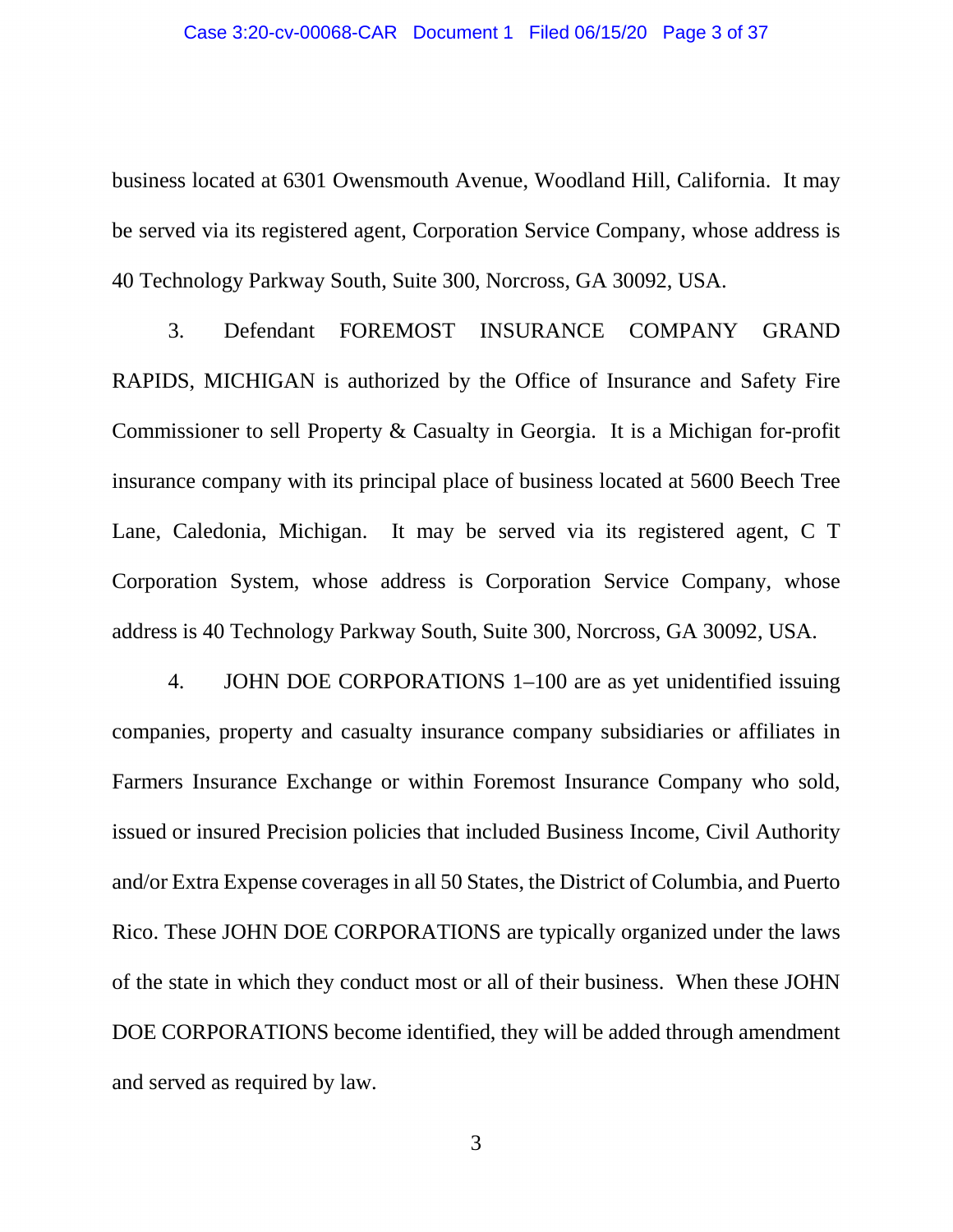business located at 6301 Owensmouth Avenue, Woodland Hill, California. It may be served via its registered agent, Corporation Service Company, whose address is 40 Technology Parkway South, Suite 300, Norcross, GA 30092, USA.

3. Defendant FOREMOST INSURANCE COMPANY GRAND RAPIDS, MICHIGAN is authorized by the Office of Insurance and Safety Fire Commissioner to sell Property & Casualty in Georgia. It is a Michigan for-profit insurance company with its principal place of business located at 5600 Beech Tree Lane, Caledonia, Michigan. It may be served via its registered agent, C T Corporation System, whose address is Corporation Service Company, whose address is 40 Technology Parkway South, Suite 300, Norcross, GA 30092, USA.

4. JOHN DOE CORPORATIONS 1–100 are as yet unidentified issuing companies, property and casualty insurance company subsidiaries or affiliates in Farmers Insurance Exchange or within Foremost Insurance Company who sold, issued or insured Precision policies that included Business Income, Civil Authority and/or Extra Expense coverages in all 50 States, the District of Columbia, and Puerto Rico. These JOHN DOE CORPORATIONS are typically organized under the laws of the state in which they conduct most or all of their business. When these JOHN DOE CORPORATIONS become identified, they will be added through amendment and served as required by law.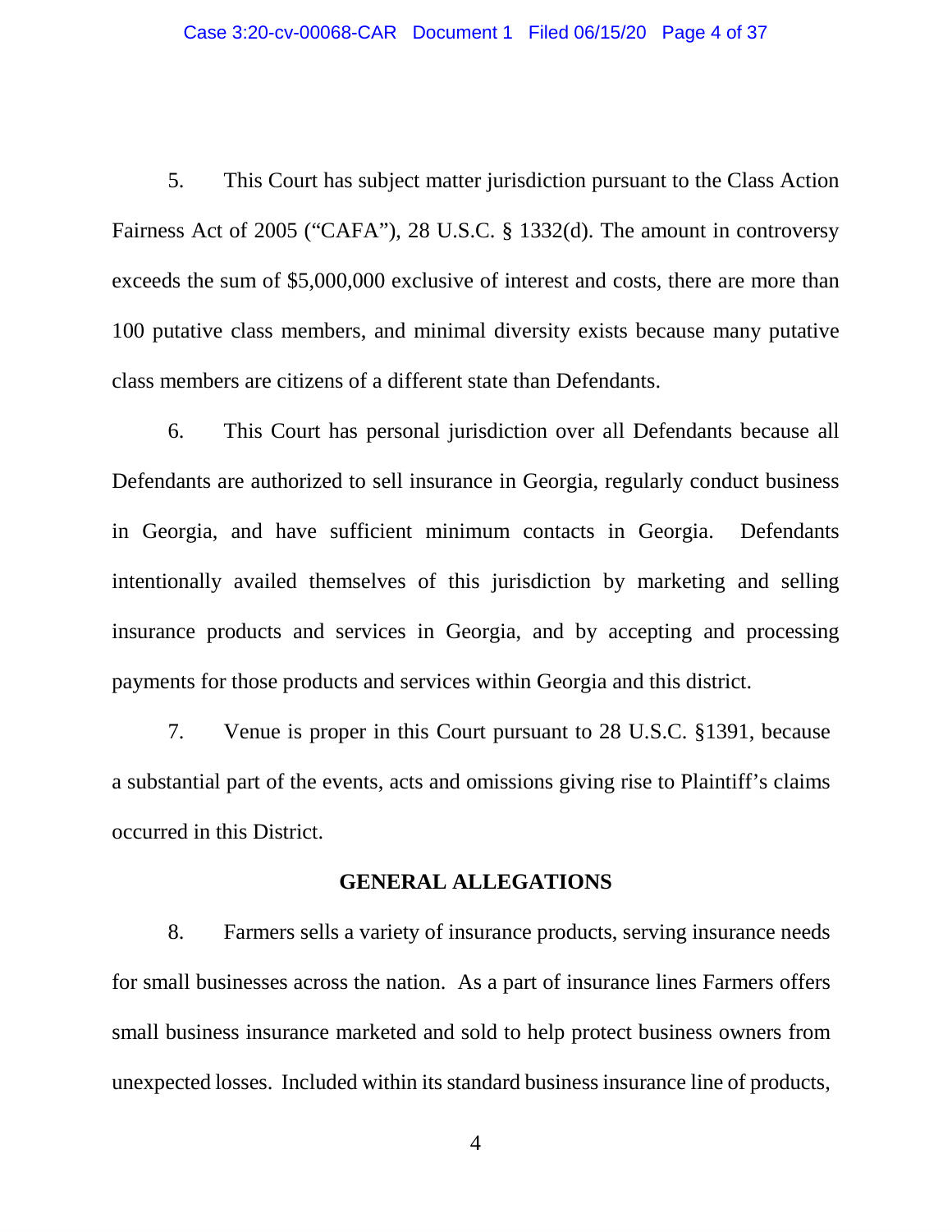5. This Court has subject matter jurisdiction pursuant to the Class Action Fairness Act of 2005 ("CAFA"), 28 U.S.C. § 1332(d). The amount in controversy exceeds the sum of $5,000,000 exclusive of interest and costs, there are more than 100 putative class members, and minimal diversity exists because many putative class members are citizens of a different state than Defendants.

6. This Court has personal jurisdiction over all Defendants because all Defendants are authorized to sell insurance in Georgia, regularly conduct business in Georgia, and have sufficient minimum contacts in Georgia. Defendants intentionally availed themselves of this jurisdiction by marketing and selling insurance products and services in Georgia, and by accepting and processing payments for those products and services within Georgia and this district.

7. Venue is proper in this Court pursuant to 28 U.S.C. §1391, because a substantial part of the events, acts and omissions giving rise to Plaintiff's claims occurred in this District.

## GENERAL ALLEGATIONS

8. Farmers sells a variety of insurance products, serving insurance needs for small businesses across the nation. As a part of insurance lines Farmers offers small business insurance marketed and sold to help protect business owners from unexpected losses. Included within its standard business insurance line of products,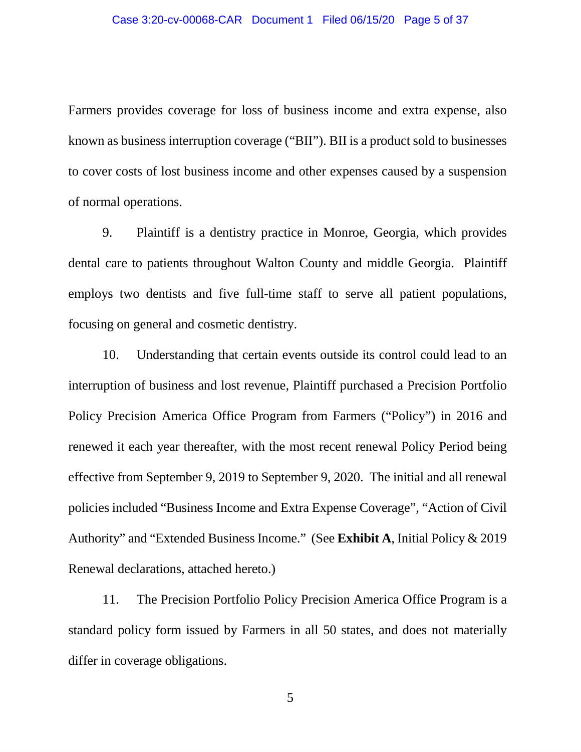Farmers provides coverage for loss of business income and extra expense, also known as business interruption coverage ("BII"). BII is a product sold to businesses to cover costs of lost business income and other expenses caused by a suspension of normal operations.

9. Plaintiff is a dentistry practice in Monroe, Georgia, which provides dental care to patients throughout Walton County and middle Georgia. Plaintiff employs two dentists and five full-time staff to serve all patient populations, focusing on general and cosmetic dentistry.

10. Understanding that certain events outside its control could lead to an interruption of business and lost revenue, Plaintiff purchased a Precision Portfolio Policy Precision America Office Program from Farmers ("Policy") in 2016 and renewed it each year thereafter, with the most recent renewal Policy Period being effective from September 9, 2019 to September 9, 2020. The initial and all renewal policies included "Business Income and Extra Expense Coverage", "Action of Civil Authority" and "Extended Business Income." (See **Exhibit A**, Initial Policy & 2019 Renewal declarations, attached hereto.)

11. The Precision Portfolio Policy Precision America Office Program is a standard policy form issued by Farmers in all 50 states, and does not materially differ in coverage obligations.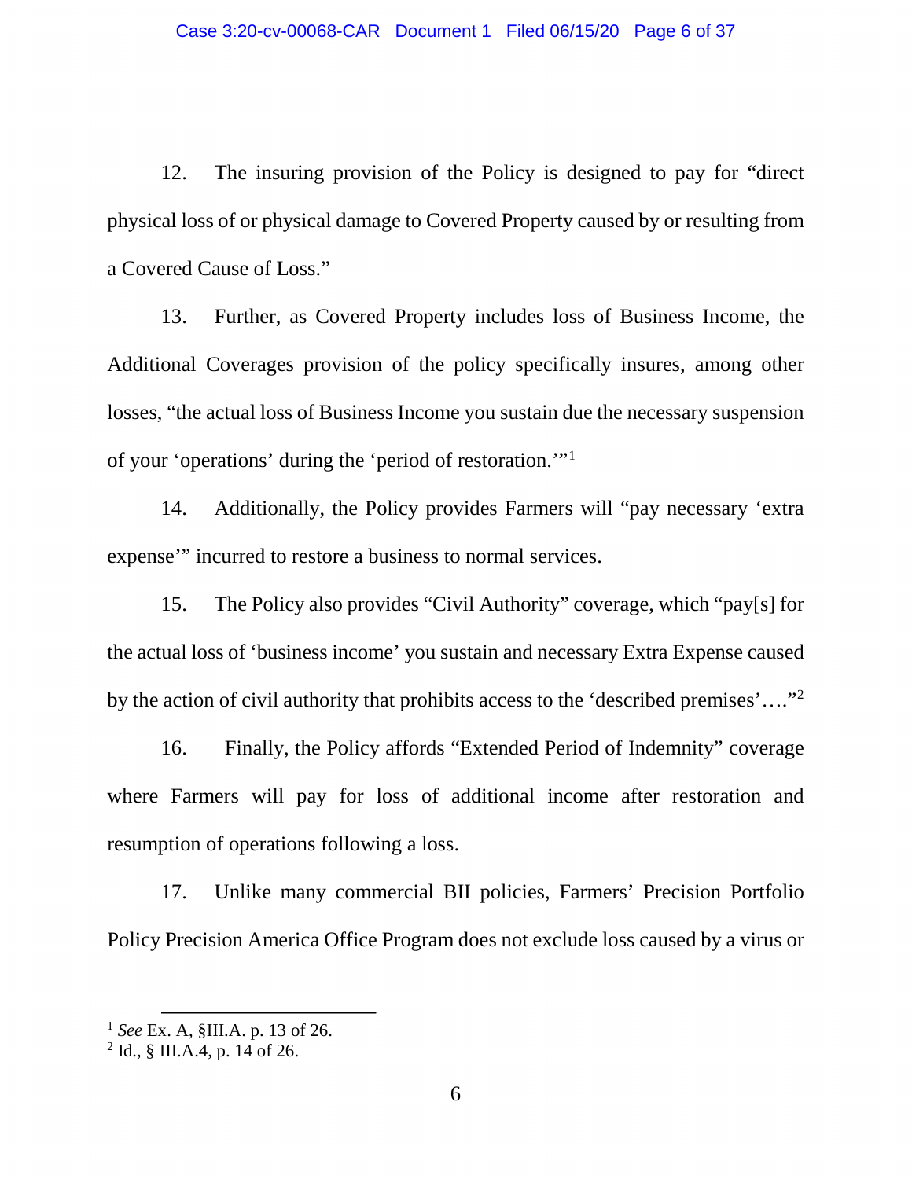12. The insuring provision of the Policy is designed to pay for "direct physical loss of or physical damage to Covered Property caused by or resulting from a Covered Cause of Loss."

13. Further, as Covered Property includes loss of Business Income, the Additional Coverages provision of the policy specifically insures, among other losses, "the actual loss of Business Income you sustain due the necessary suspension of your 'operations' during the 'period of restoration.'"[1]

14. Additionally, the Policy provides Farmers will "pay necessary 'extra expense'" incurred to restore a business to normal services.

15. The Policy also provides "Civil Authority" coverage, which "pay[s] for the actual loss of 'business income' you sustain and necessary Extra Expense caused by the action of civil authority that prohibits access to the 'described premises'…."[2]

16. Finally, the Policy affords "Extended Period of Indemnity" coverage where Farmers will pay for loss of additional income after restoration and resumption of operations following a loss.

17. Unlike many commercial BII policies, Farmers' Precision Portfolio Policy Precision America Office Program does not exclude loss caused by a virus or

---

[1] *See* Ex. A, §III.A. p. 13 of 26.

[2] Id., § III.A.4, p. 14 of 26.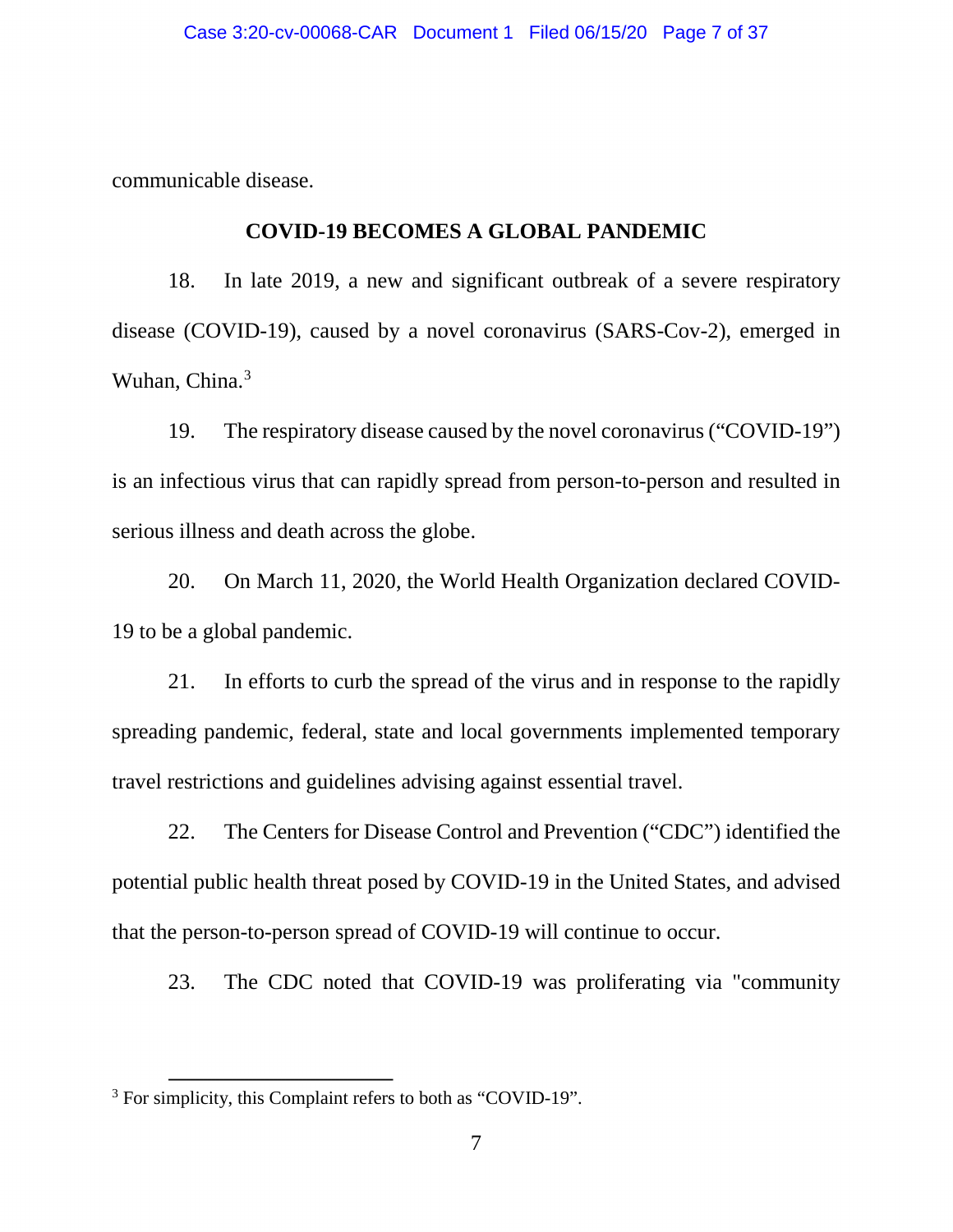communicable disease.

## COVID-19 BECOMES A GLOBAL PANDEMIC

18. In late 2019, a new and significant outbreak of a severe respiratory disease (COVID-19), caused by a novel coronavirus (SARS-Cov-2), emerged in Wuhan, China.[3]

19. The respiratory disease caused by the novel coronavirus ("COVID-19") is an infectious virus that can rapidly spread from person-to-person and resulted in serious illness and death across the globe.

20. On March 11, 2020, the World Health Organization declared COVID-19 to be a global pandemic.

21. In efforts to curb the spread of the virus and in response to the rapidly spreading pandemic, federal, state and local governments implemented temporary travel restrictions and guidelines advising against essential travel.

22. The Centers for Disease Control and Prevention ("CDC") identified the potential public health threat posed by COVID-19 in the United States, and advised that the person-to-person spread of COVID-19 will continue to occur.

23. The CDC noted that COVID-19 was proliferating via "community

---

[3] For simplicity, this Complaint refers to both as "COVID-19".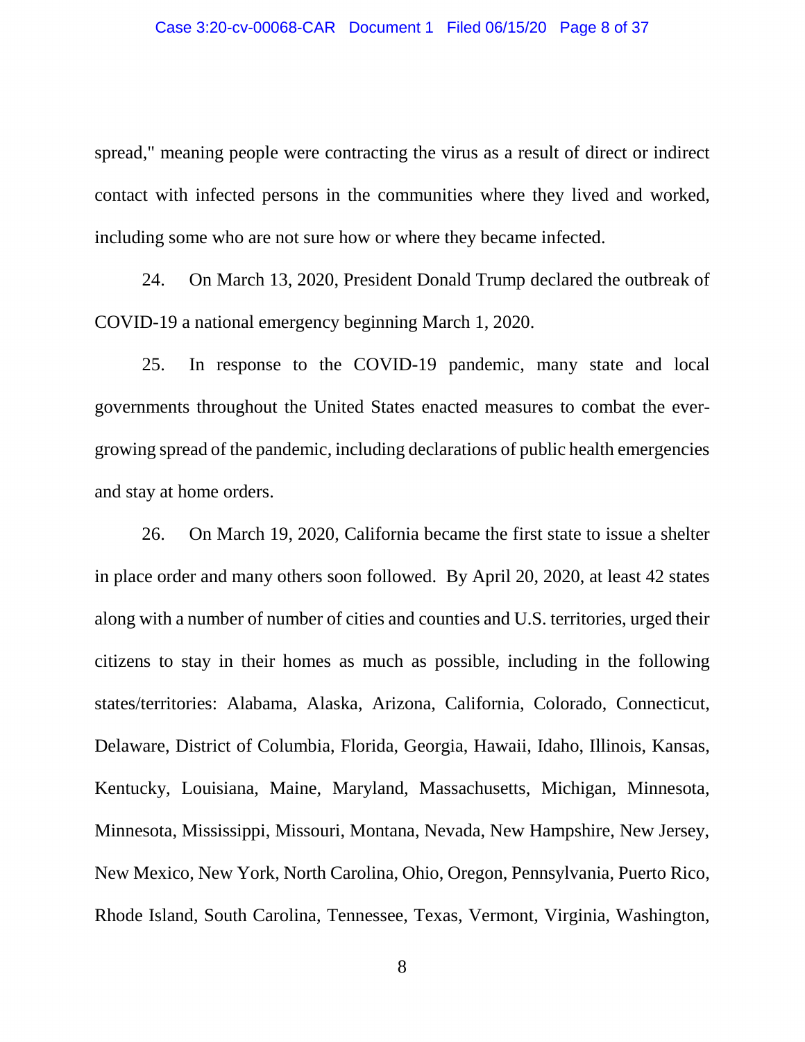spread," meaning people were contracting the virus as a result of direct or indirect contact with infected persons in the communities where they lived and worked, including some who are not sure how or where they became infected.

24. On March 13, 2020, President Donald Trump declared the outbreak of COVID-19 a national emergency beginning March 1, 2020.

25. In response to the COVID-19 pandemic, many state and local governments throughout the United States enacted measures to combat the ever-growing spread of the pandemic, including declarations of public health emergencies and stay at home orders.

26. On March 19, 2020, California became the first state to issue a shelter in place order and many others soon followed. By April 20, 2020, at least 42 states along with a number of number of cities and counties and U.S. territories, urged their citizens to stay in their homes as much as possible, including in the following states/territories: Alabama, Alaska, Arizona, California, Colorado, Connecticut, Delaware, District of Columbia, Florida, Georgia, Hawaii, Idaho, Illinois, Kansas, Kentucky, Louisiana, Maine, Maryland, Massachusetts, Michigan, Minnesota, Minnesota, Mississippi, Missouri, Montana, Nevada, New Hampshire, New Jersey, New Mexico, New York, North Carolina, Ohio, Oregon, Pennsylvania, Puerto Rico, Rhode Island, South Carolina, Tennessee, Texas, Vermont, Virginia, Washington,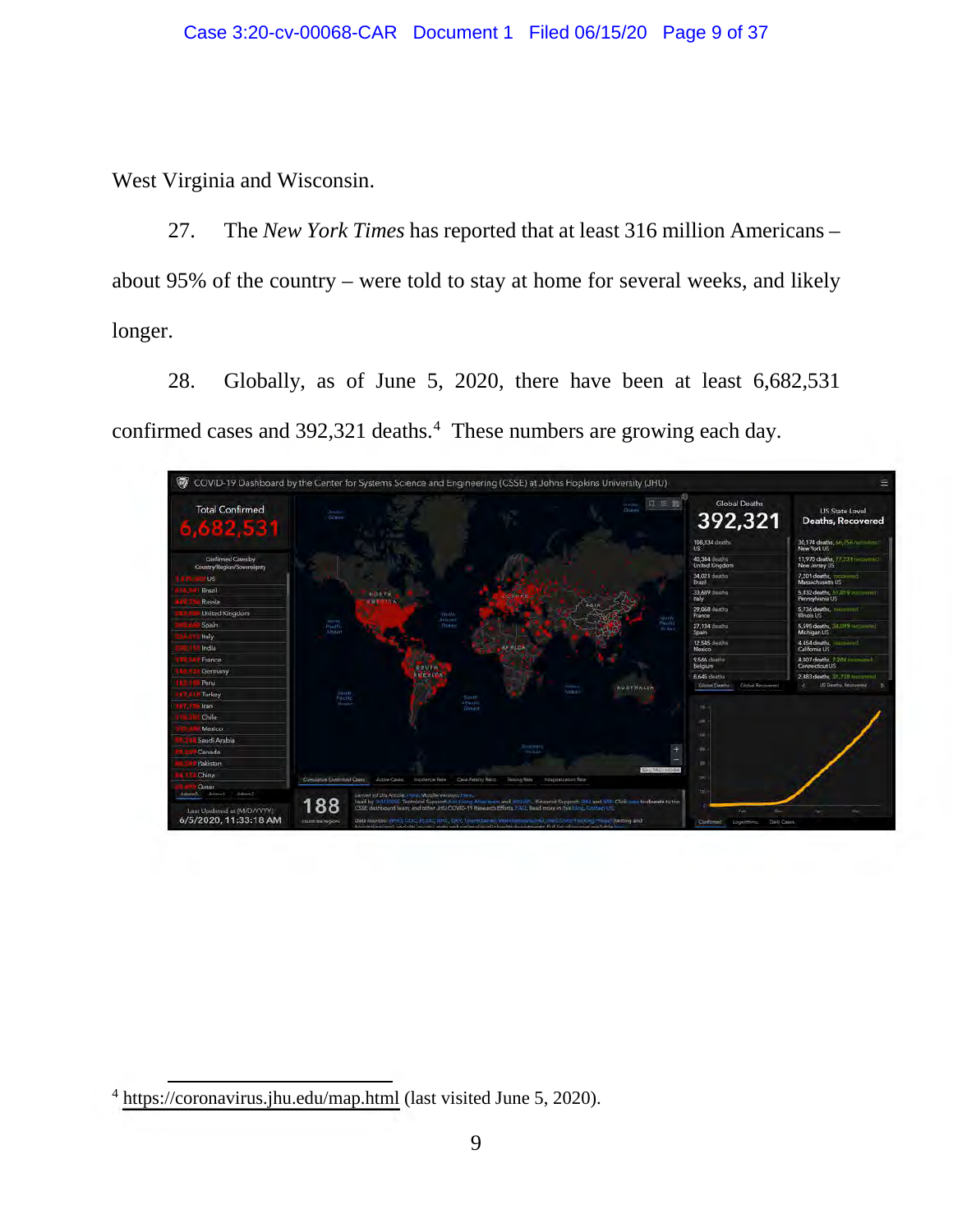West Virginia and Wisconsin.

27. The *New York Times* has reported that at least 316 million Americans – about 95% of the country – were told to stay at home for several weeks, and likely longer.

28. Globally, as of June 5, 2020, there have been at least 6,682,531 confirmed cases and 392,321 deaths.[4] These numbers are growing each day.

[4] https://coronavirus.jhu.edu/map.html (last visited June 5, 2020).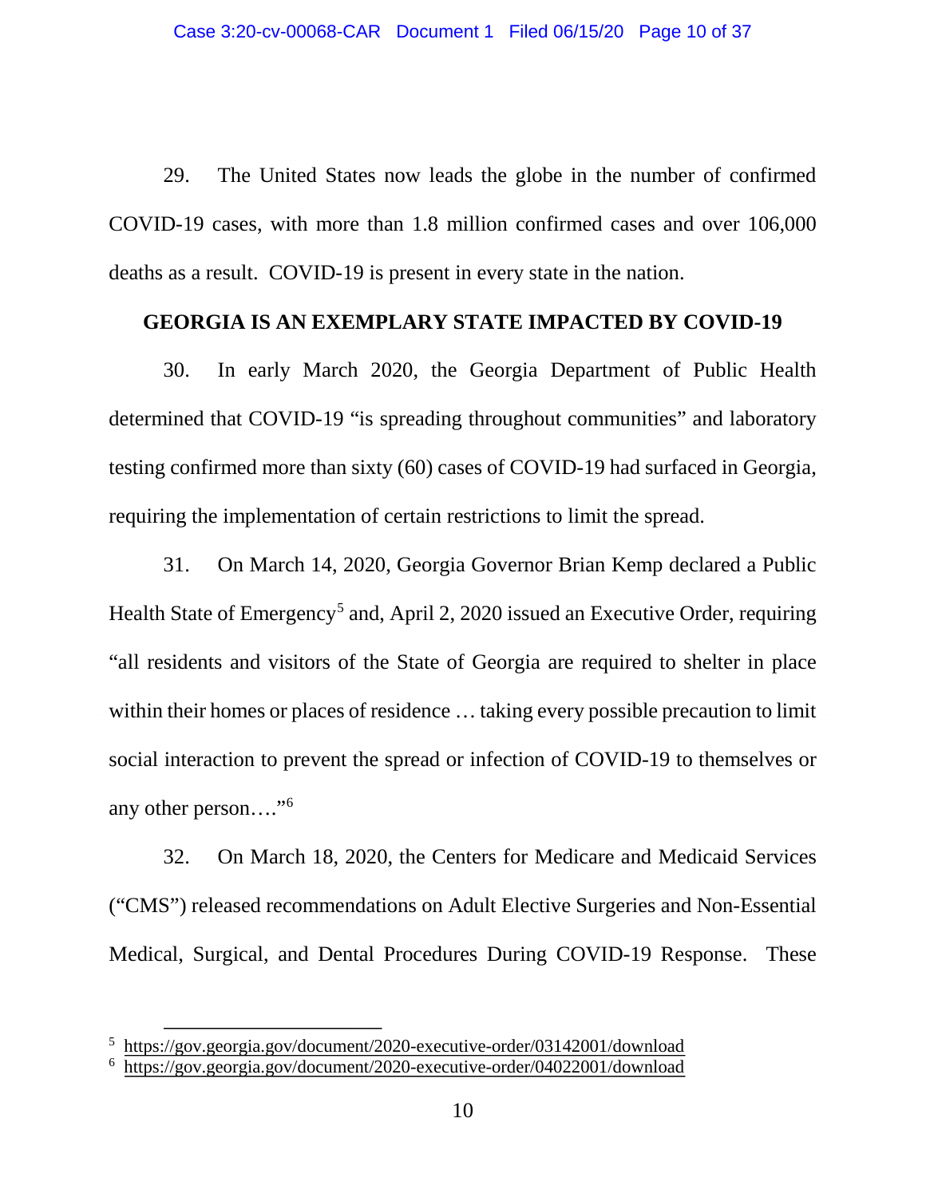29. The United States now leads the globe in the number of confirmed COVID-19 cases, with more than 1.8 million confirmed cases and over 106,000 deaths as a result. COVID-19 is present in every state in the nation.

**GEORGIA IS AN EXEMPLARY STATE IMPACTED BY COVID-19**

30. In early March 2020, the Georgia Department of Public Health determined that COVID-19 "is spreading throughout communities" and laboratory testing confirmed more than sixty (60) cases of COVID-19 had surfaced in Georgia, requiring the implementation of certain restrictions to limit the spread.

31. On March 14, 2020, Georgia Governor Brian Kemp declared a Public Health State of Emergency[5] and, April 2, 2020 issued an Executive Order, requiring "all residents and visitors of the State of Georgia are required to shelter in place within their homes or places of residence … taking every possible precaution to limit social interaction to prevent the spread or infection of COVID-19 to themselves or any other person…."[6]

32. On March 18, 2020, the Centers for Medicare and Medicaid Services ("CMS") released recommendations on Adult Elective Surgeries and Non-Essential Medical, Surgical, and Dental Procedures During COVID-19 Response. These

---

[5] https://gov.georgia.gov/document/2020-executive-order/03142001/download

[6] https://gov.georgia.gov/document/2020-executive-order/04022001/download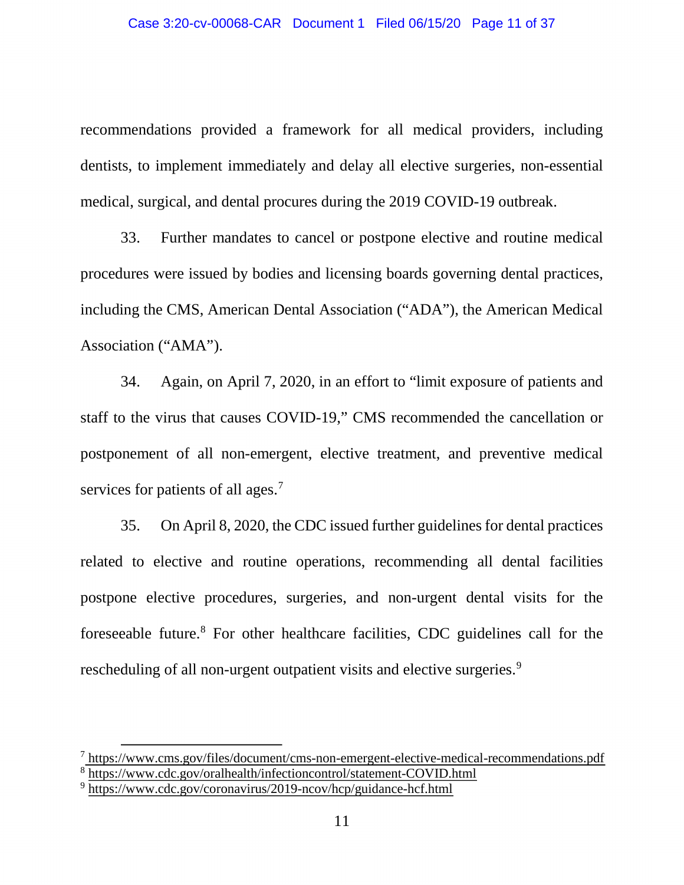recommendations provided a framework for all medical providers, including dentists, to implement immediately and delay all elective surgeries, non-essential medical, surgical, and dental procures during the 2019 COVID-19 outbreak.

33. Further mandates to cancel or postpone elective and routine medical procedures were issued by bodies and licensing boards governing dental practices, including the CMS, American Dental Association ("ADA"), the American Medical Association ("AMA").

34. Again, on April 7, 2020, in an effort to "limit exposure of patients and staff to the virus that causes COVID-19," CMS recommended the cancellation or postponement of all non-emergent, elective treatment, and preventive medical services for patients of all ages.[7]

35. On April 8, 2020, the CDC issued further guidelines for dental practices related to elective and routine operations, recommending all dental facilities postpone elective procedures, surgeries, and non-urgent dental visits for the foreseeable future.[8] For other healthcare facilities, CDC guidelines call for the rescheduling of all non-urgent outpatient visits and elective surgeries.[9]

---

[7] https://www.cms.gov/files/document/cms-non-emergent-elective-medical-recommendations.pdf

[8] https://www.cdc.gov/oralhealth/infectioncontrol/statement-COVID.html

[9] https://www.cdc.gov/coronavirus/2019-ncov/hcp/guidance-hcf.html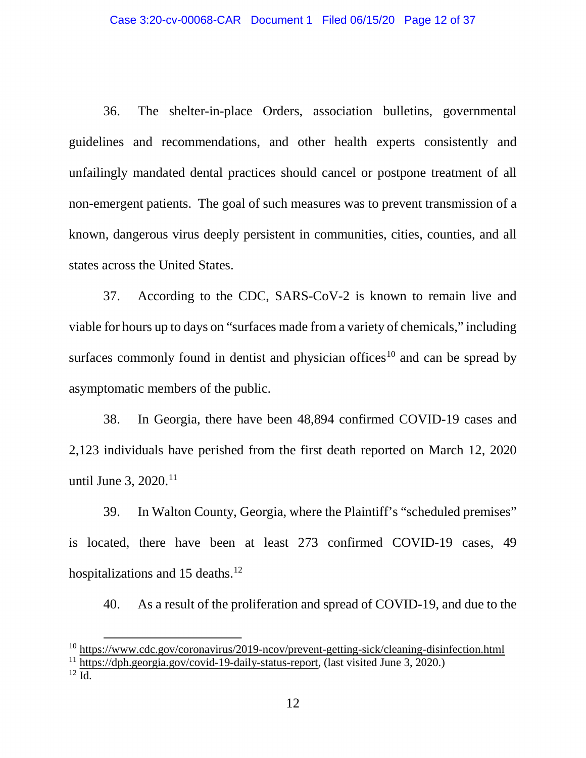36. The shelter-in-place Orders, association bulletins, governmental guidelines and recommendations, and other health experts consistently and unfailingly mandated dental practices should cancel or postpone treatment of all non-emergent patients. The goal of such measures was to prevent transmission of a known, dangerous virus deeply persistent in communities, cities, counties, and all states across the United States.

37. According to the CDC, SARS-CoV-2 is known to remain live and viable for hours up to days on "surfaces made from a variety of chemicals," including surfaces commonly found in dentist and physician offices[10] and can be spread by asymptomatic members of the public.

38. In Georgia, there have been 48,894 confirmed COVID-19 cases and 2,123 individuals have perished from the first death reported on March 12, 2020 until June 3, 2020.[11]

39. In Walton County, Georgia, where the Plaintiff's "scheduled premises" is located, there have been at least 273 confirmed COVID-19 cases, 49 hospitalizations and 15 deaths.[12]

40. As a result of the proliferation and spread of COVID-19, and due to the

---

[10] https://www.cdc.gov/coronavirus/2019-ncov/prevent-getting-sick/cleaning-disinfection.html

[11] https://dph.georgia.gov/covid-19-daily-status-report, (last visited June 3, 2020.)

[12] Id.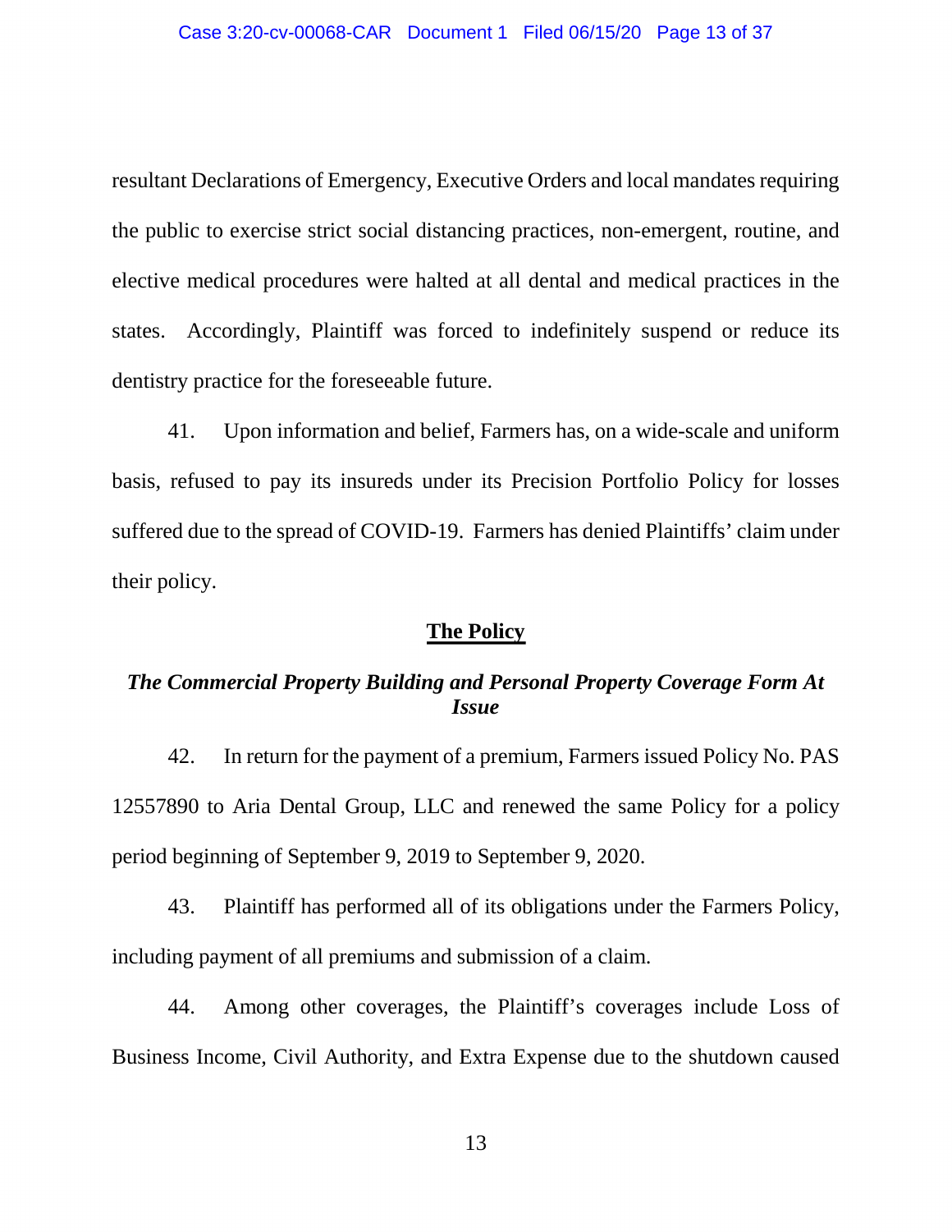resultant Declarations of Emergency, Executive Orders and local mandates requiring the public to exercise strict social distancing practices, non-emergent, routine, and elective medical procedures were halted at all dental and medical practices in the states. Accordingly, Plaintiff was forced to indefinitely suspend or reduce its dentistry practice for the foreseeable future.

41. Upon information and belief, Farmers has, on a wide-scale and uniform basis, refused to pay its insureds under its Precision Portfolio Policy for losses suffered due to the spread of COVID-19. Farmers has denied Plaintiffs' claim under their policy.

## **The Policy**

### ***The Commercial Property Building and Personal Property Coverage Form At Issue***

42. In return for the payment of a premium, Farmers issued Policy No. PAS 12557890 to Aria Dental Group, LLC and renewed the same Policy for a policy period beginning of September 9, 2019 to September 9, 2020.

43. Plaintiff has performed all of its obligations under the Farmers Policy, including payment of all premiums and submission of a claim.

44. Among other coverages, the Plaintiff's coverages include Loss of Business Income, Civil Authority, and Extra Expense due to the shutdown caused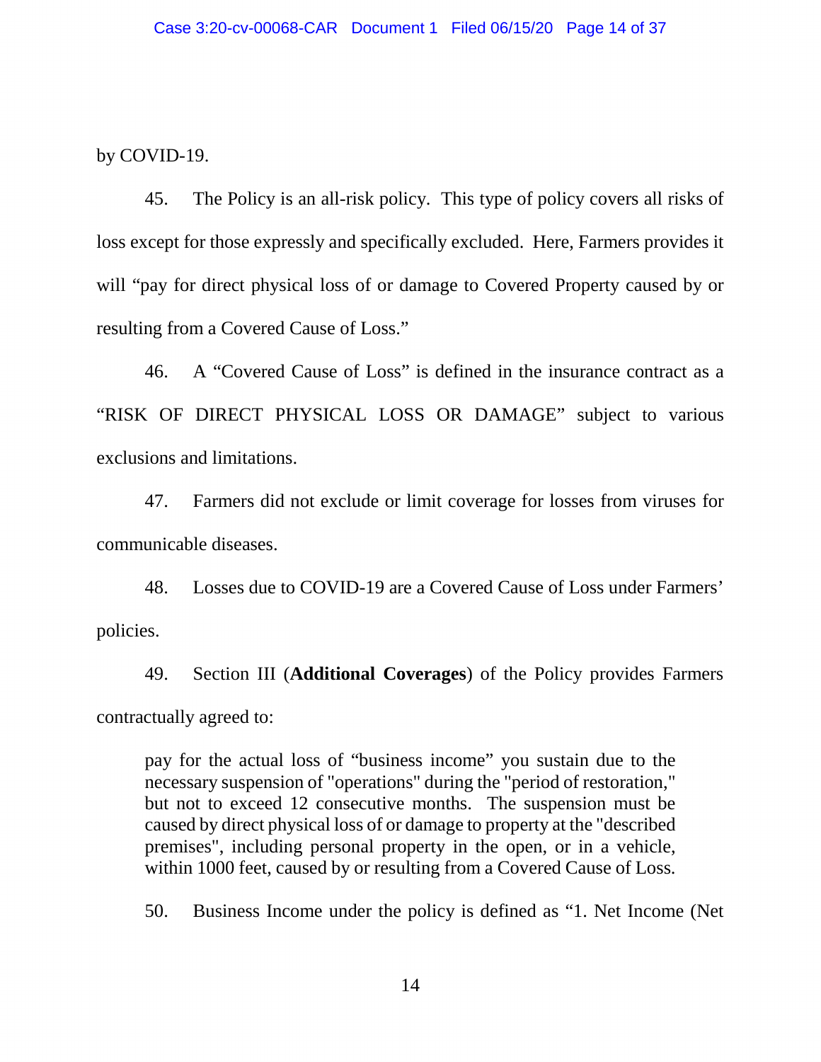by COVID-19.

45. The Policy is an all-risk policy. This type of policy covers all risks of loss except for those expressly and specifically excluded. Here, Farmers provides it will "pay for direct physical loss of or damage to Covered Property caused by or resulting from a Covered Cause of Loss."

46. A "Covered Cause of Loss" is defined in the insurance contract as a "RISK OF DIRECT PHYSICAL LOSS OR DAMAGE" subject to various exclusions and limitations.

47. Farmers did not exclude or limit coverage for losses from viruses for communicable diseases.

48. Losses due to COVID-19 are a Covered Cause of Loss under Farmers' policies.

49. Section III (**Additional Coverages**) of the Policy provides Farmers contractually agreed to:

> pay for the actual loss of "business income" you sustain due to the necessary suspension of "operations" during the "period of restoration," but not to exceed 12 consecutive months. The suspension must be caused by direct physical loss of or damage to property at the "described premises", including personal property in the open, or in a vehicle, within 1000 feet, caused by or resulting from a Covered Cause of Loss.

50. Business Income under the policy is defined as "1. Net Income (Net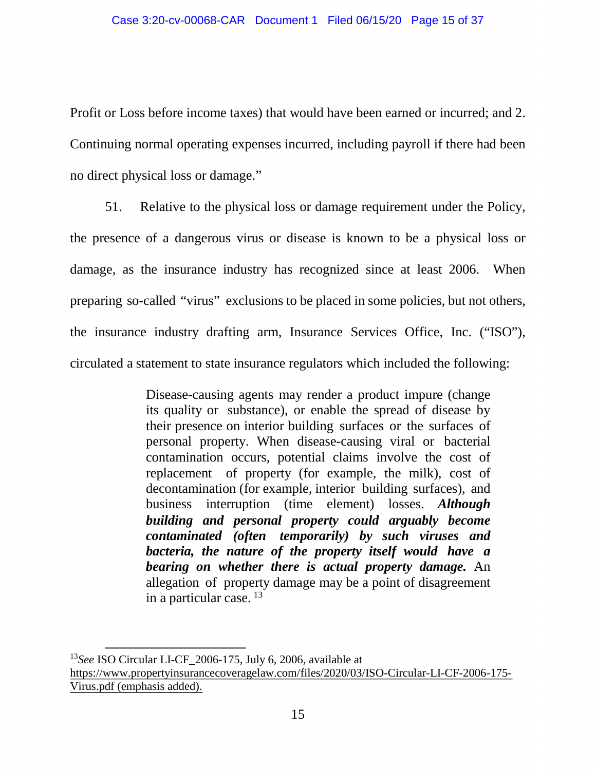Profit or Loss before income taxes) that would have been earned or incurred; and 2. Continuing normal operating expenses incurred, including payroll if there had been no direct physical loss or damage."

51. Relative to the physical loss or damage requirement under the Policy, the presence of a dangerous virus or disease is known to be a physical loss or damage, as the insurance industry has recognized since at least 2006. When preparing so-called "virus" exclusions to be placed in some policies, but not others, the insurance industry drafting arm, Insurance Services Office, Inc. ("ISO"), circulated a statement to state insurance regulators which included the following:

> Disease-causing agents may render a product impure (change its quality or substance), or enable the spread of disease by their presence on interior building surfaces or the surfaces of personal property. When disease-causing viral or bacterial contamination occurs, potential claims involve the cost of replacement of property (for example, the milk), cost of decontamination (for example, interior building surfaces), and business interruption (time element) losses. ***Although building and personal property could arguably become contaminated (often temporarily) by such viruses and bacteria, the nature of the property itself would have a bearing on whether there is actual property damage.*** An allegation of property damage may be a point of disagreement in a particular case. [13]

---

[13] *See* ISO Circular LI-CF_2006-175, July 6, 2006, available at https://www.propertyinsurancecoveragelaw.com/files/2020/03/ISO-Circular-LI-CF-2006-175-Virus.pdf (emphasis added).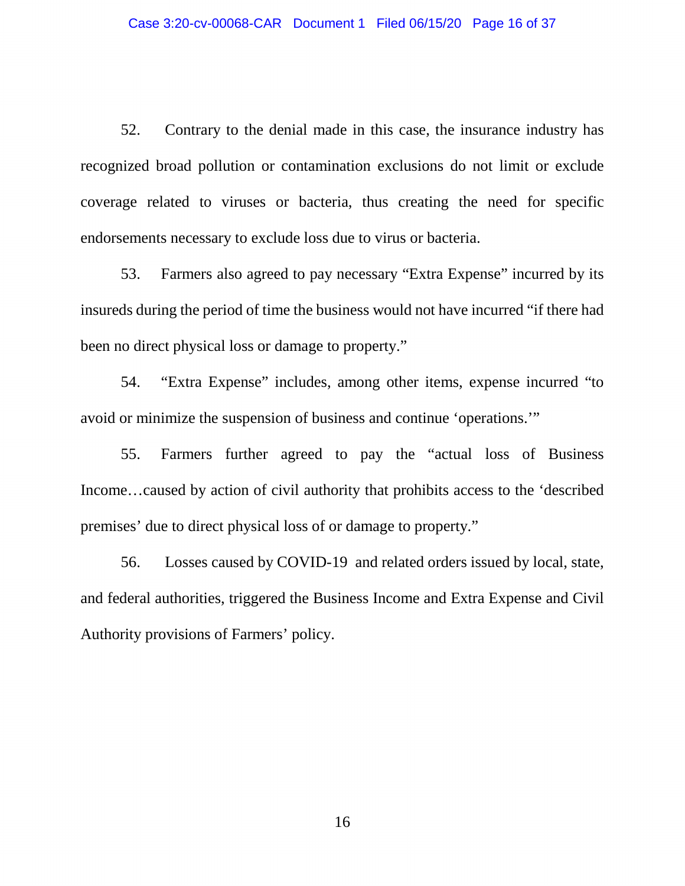52. Contrary to the denial made in this case, the insurance industry has recognized broad pollution or contamination exclusions do not limit or exclude coverage related to viruses or bacteria, thus creating the need for specific endorsements necessary to exclude loss due to virus or bacteria.

53. Farmers also agreed to pay necessary "Extra Expense" incurred by its insureds during the period of time the business would not have incurred "if there had been no direct physical loss or damage to property."

54. "Extra Expense" includes, among other items, expense incurred "to avoid or minimize the suspension of business and continue 'operations.'"

55. Farmers further agreed to pay the "actual loss of Business Income…caused by action of civil authority that prohibits access to the 'described premises' due to direct physical loss of or damage to property."

56. Losses caused by COVID-19 and related orders issued by local, state, and federal authorities, triggered the Business Income and Extra Expense and Civil Authority provisions of Farmers' policy.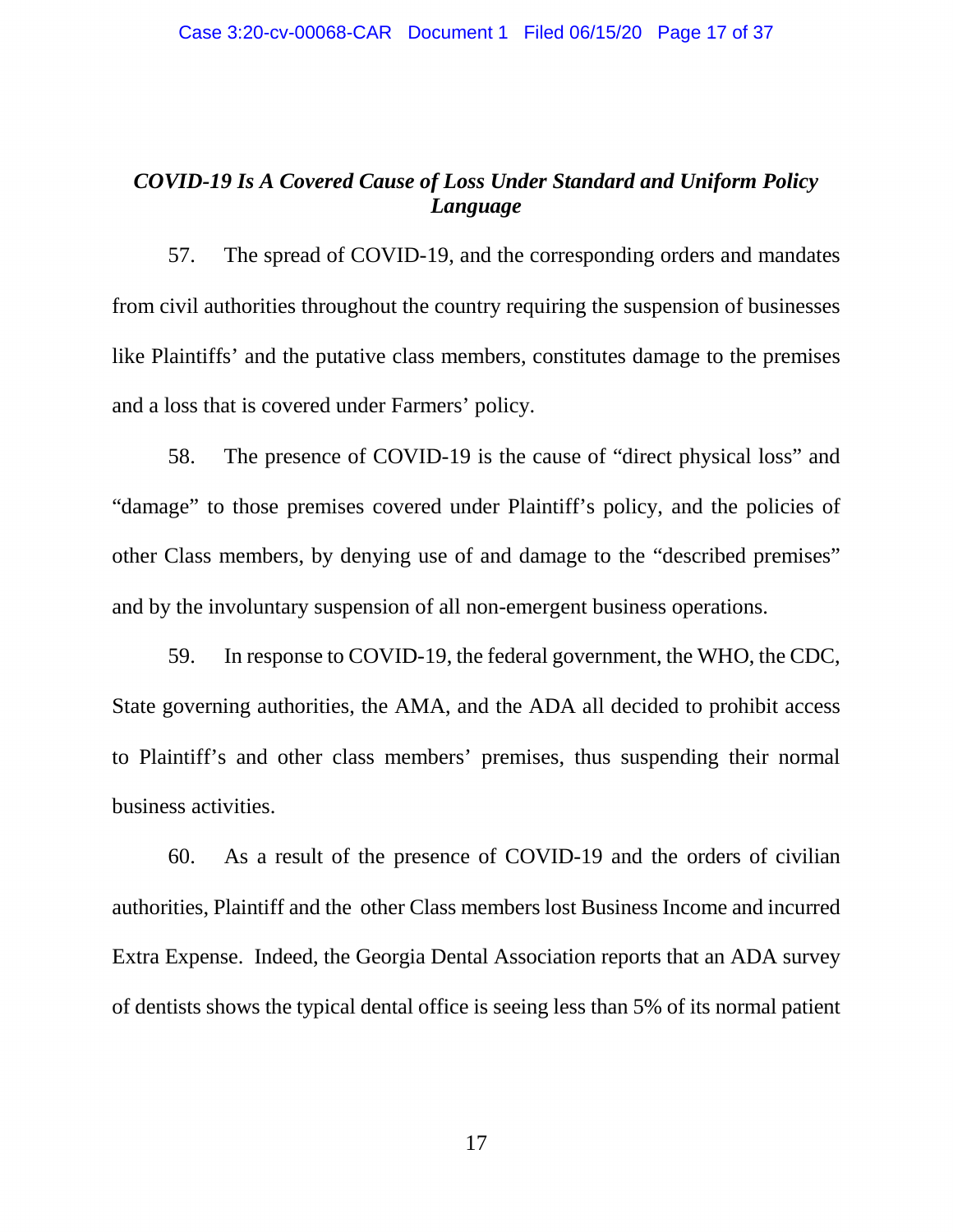### *COVID-19 Is A Covered Cause of Loss Under Standard and Uniform Policy Language*

57. The spread of COVID-19, and the corresponding orders and mandates from civil authorities throughout the country requiring the suspension of businesses like Plaintiffs' and the putative class members, constitutes damage to the premises and a loss that is covered under Farmers' policy.

58. The presence of COVID-19 is the cause of "direct physical loss" and "damage" to those premises covered under Plaintiff's policy, and the policies of other Class members, by denying use of and damage to the "described premises" and by the involuntary suspension of all non-emergent business operations.

59. In response to COVID-19, the federal government, the WHO, the CDC, State governing authorities, the AMA, and the ADA all decided to prohibit access to Plaintiff's and other class members' premises, thus suspending their normal business activities.

60. As a result of the presence of COVID-19 and the orders of civilian authorities, Plaintiff and the other Class members lost Business Income and incurred Extra Expense. Indeed, the Georgia Dental Association reports that an ADA survey of dentists shows the typical dental office is seeing less than 5% of its normal patient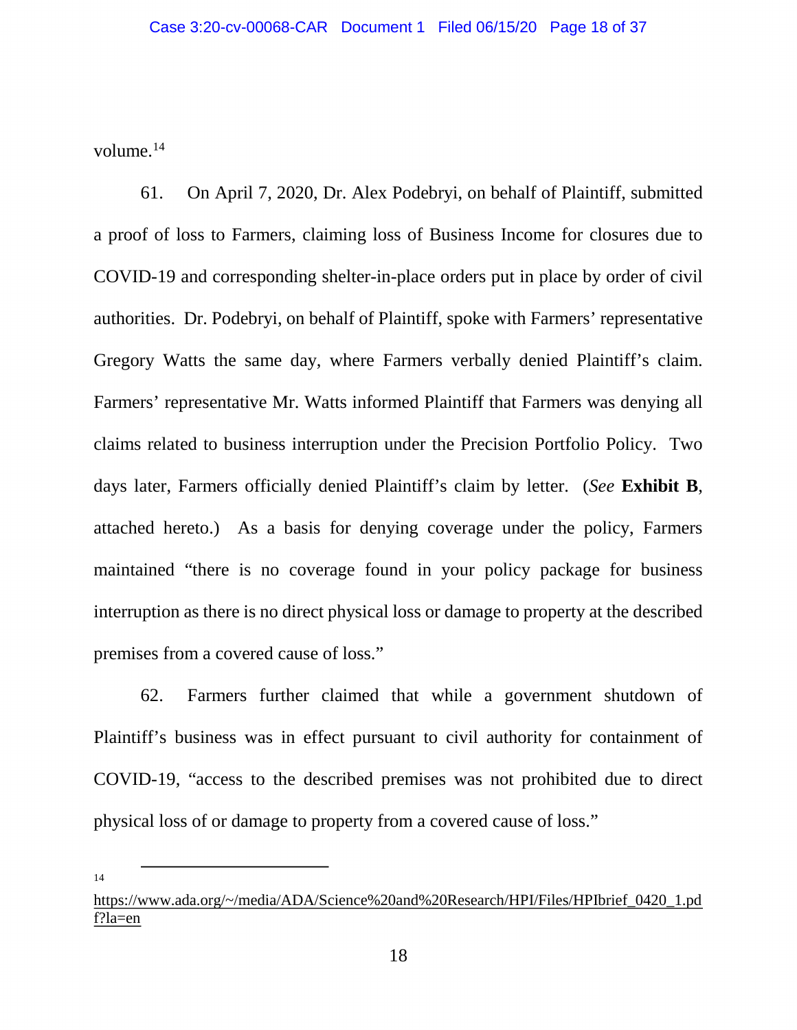volume.[14]

61. On April 7, 2020, Dr. Alex Podebryi, on behalf of Plaintiff, submitted a proof of loss to Farmers, claiming loss of Business Income for closures due to COVID-19 and corresponding shelter-in-place orders put in place by order of civil authorities. Dr. Podebryi, on behalf of Plaintiff, spoke with Farmers' representative Gregory Watts the same day, where Farmers verbally denied Plaintiff's claim. Farmers' representative Mr. Watts informed Plaintiff that Farmers was denying all claims related to business interruption under the Precision Portfolio Policy. Two days later, Farmers officially denied Plaintiff's claim by letter. (*See* **Exhibit B**, attached hereto.) As a basis for denying coverage under the policy, Farmers maintained "there is no coverage found in your policy package for business interruption as there is no direct physical loss or damage to property at the described premises from a covered cause of loss."

62. Farmers further claimed that while a government shutdown of Plaintiff's business was in effect pursuant to civil authority for containment of COVID-19, "access to the described premises was not prohibited due to direct physical loss of or damage to property from a covered cause of loss."

---

[14] https://www.ada.org/~/media/ADA/Science%20and%20Research/HPI/Files/HPIbrief_0420_1.pdf?la=en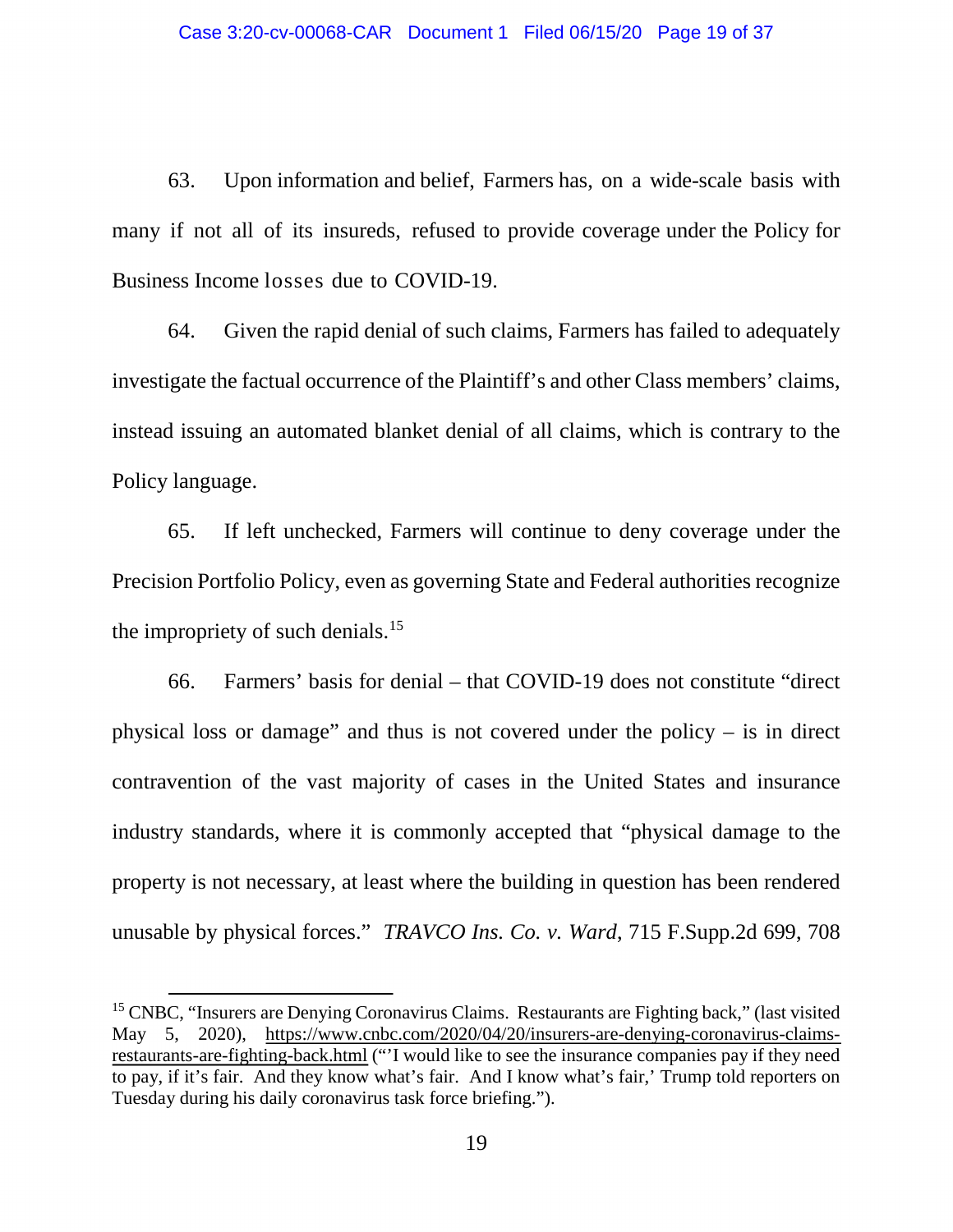63. Upon information and belief, Farmers has, on a wide-scale basis with many if not all of its insureds, refused to provide coverage under the Policy for Business Income losses due to COVID-19.

64. Given the rapid denial of such claims, Farmers has failed to adequately investigate the factual occurrence of the Plaintiff's and other Class members' claims, instead issuing an automated blanket denial of all claims, which is contrary to the Policy language.

65. If left unchecked, Farmers will continue to deny coverage under the Precision Portfolio Policy, even as governing State and Federal authorities recognize the impropriety of such denials.[15]

66. Farmers' basis for denial – that COVID-19 does not constitute "direct physical loss or damage" and thus is not covered under the policy – is in direct contravention of the vast majority of cases in the United States and insurance industry standards, where it is commonly accepted that "physical damage to the property is not necessary, at least where the building in question has been rendered unusable by physical forces." *TRAVCO Ins. Co. v. Ward*, 715 F.Supp.2d 699, 708

---

[15] CNBC, "Insurers are Denying Coronavirus Claims. Restaurants are Fighting back," (last visited May 5, 2020), https://www.cnbc.com/2020/04/20/insurers-are-denying-coronavirus-claims-restaurants-are-fighting-back.html ("'I would like to see the insurance companies pay if they need to pay, if it's fair. And they know what's fair. And I know what's fair,' Trump told reporters on Tuesday during his daily coronavirus task force briefing.").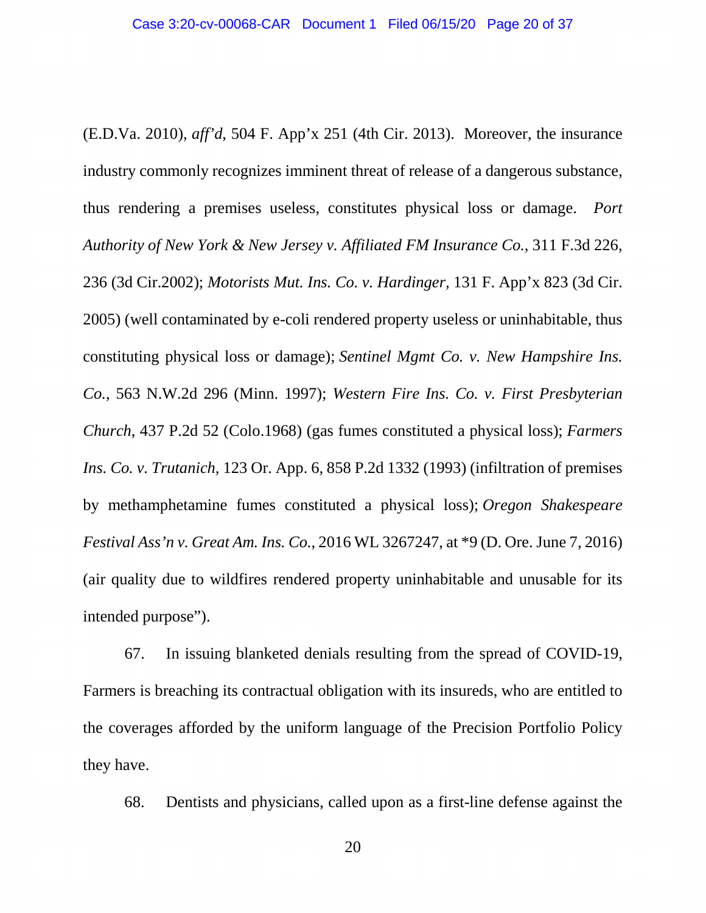(E.D.Va. 2010), *aff'd*, 504 F. App'x 251 (4th Cir. 2013). Moreover, the insurance industry commonly recognizes imminent threat of release of a dangerous substance, thus rendering a premises useless, constitutes physical loss or damage. *Port Authority of New York & New Jersey v. Affiliated FM Insurance Co.*, 311 F.3d 226, 236 (3d Cir.2002); *Motorists Mut. Ins. Co. v. Hardinger*, 131 F. App'x 823 (3d Cir. 2005) (well contaminated by e-coli rendered property useless or uninhabitable, thus constituting physical loss or damage); *Sentinel Mgmt Co. v. New Hampshire Ins. Co.*, 563 N.W.2d 296 (Minn. 1997); *Western Fire Ins. Co. v. First Presbyterian Church*, 437 P.2d 52 (Colo.1968) (gas fumes constituted a physical loss); *Farmers Ins. Co. v. Trutanich*, 123 Or. App. 6, 858 P.2d 1332 (1993) (infiltration of premises by methamphetamine fumes constituted a physical loss); *Oregon Shakespeare Festival Ass'n v. Great Am. Ins. Co.*, 2016 WL 3267247, at *9 (D. Ore. June 7, 2016) (air quality due to wildfires rendered property uninhabitable and unusable for its intended purpose").

67. In issuing blanketed denials resulting from the spread of COVID-19, Farmers is breaching its contractual obligation with its insureds, who are entitled to the coverages afforded by the uniform language of the Precision Portfolio Policy they have.

68. Dentists and physicians, called upon as a first-line defense against the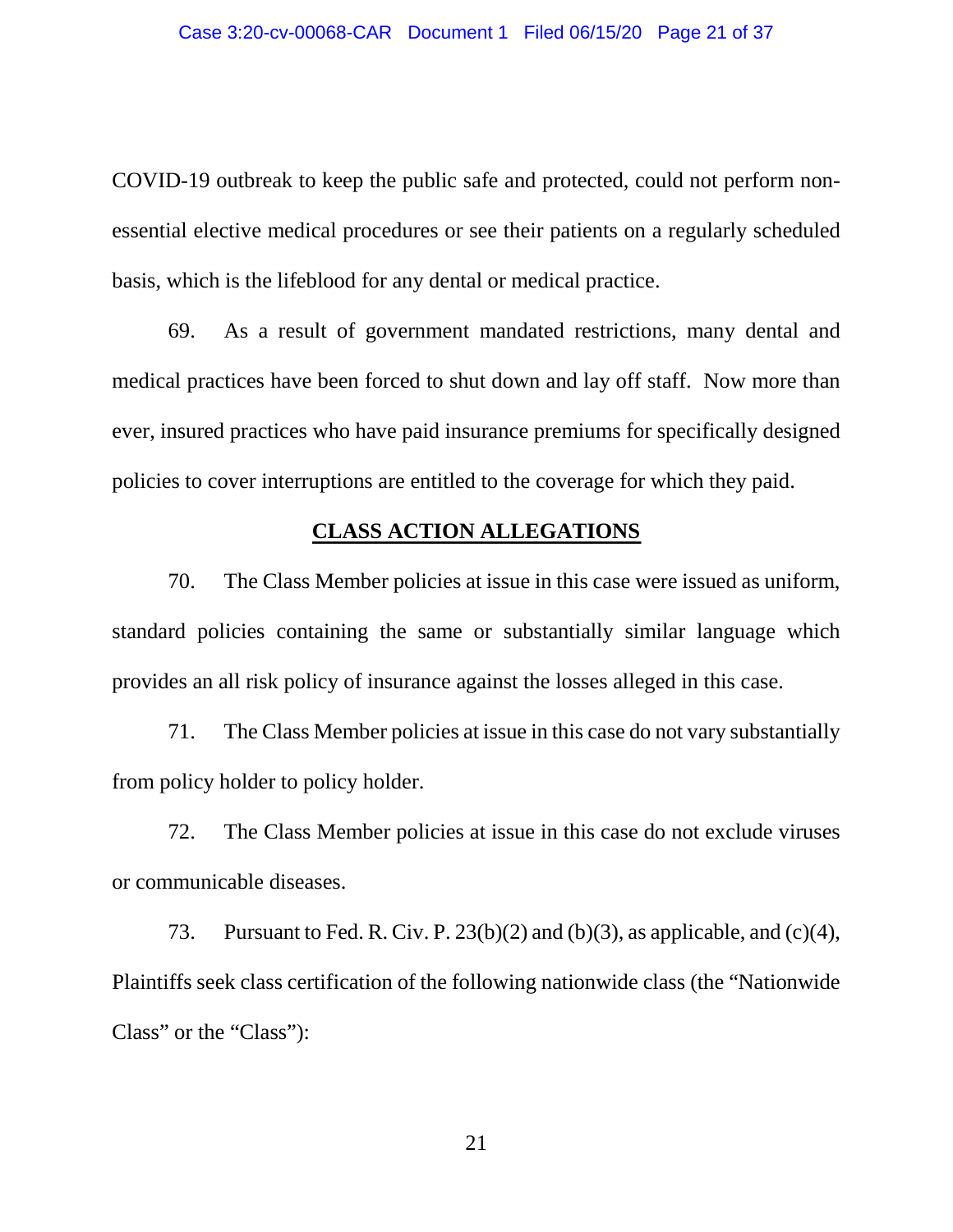COVID-19 outbreak to keep the public safe and protected, could not perform non-essential elective medical procedures or see their patients on a regularly scheduled basis, which is the lifeblood for any dental or medical practice.

69. As a result of government mandated restrictions, many dental and medical practices have been forced to shut down and lay off staff. Now more than ever, insured practices who have paid insurance premiums for specifically designed policies to cover interruptions are entitled to the coverage for which they paid.

## CLASS ACTION ALLEGATIONS

70. The Class Member policies at issue in this case were issued as uniform, standard policies containing the same or substantially similar language which provides an all risk policy of insurance against the losses alleged in this case.

71. The Class Member policies at issue in this case do not vary substantially from policy holder to policy holder.

72. The Class Member policies at issue in this case do not exclude viruses or communicable diseases.

73. Pursuant to Fed. R. Civ. P. 23(b)(2) and (b)(3), as applicable, and (c)(4), Plaintiffs seek class certification of the following nationwide class (the "Nationwide Class" or the "Class"):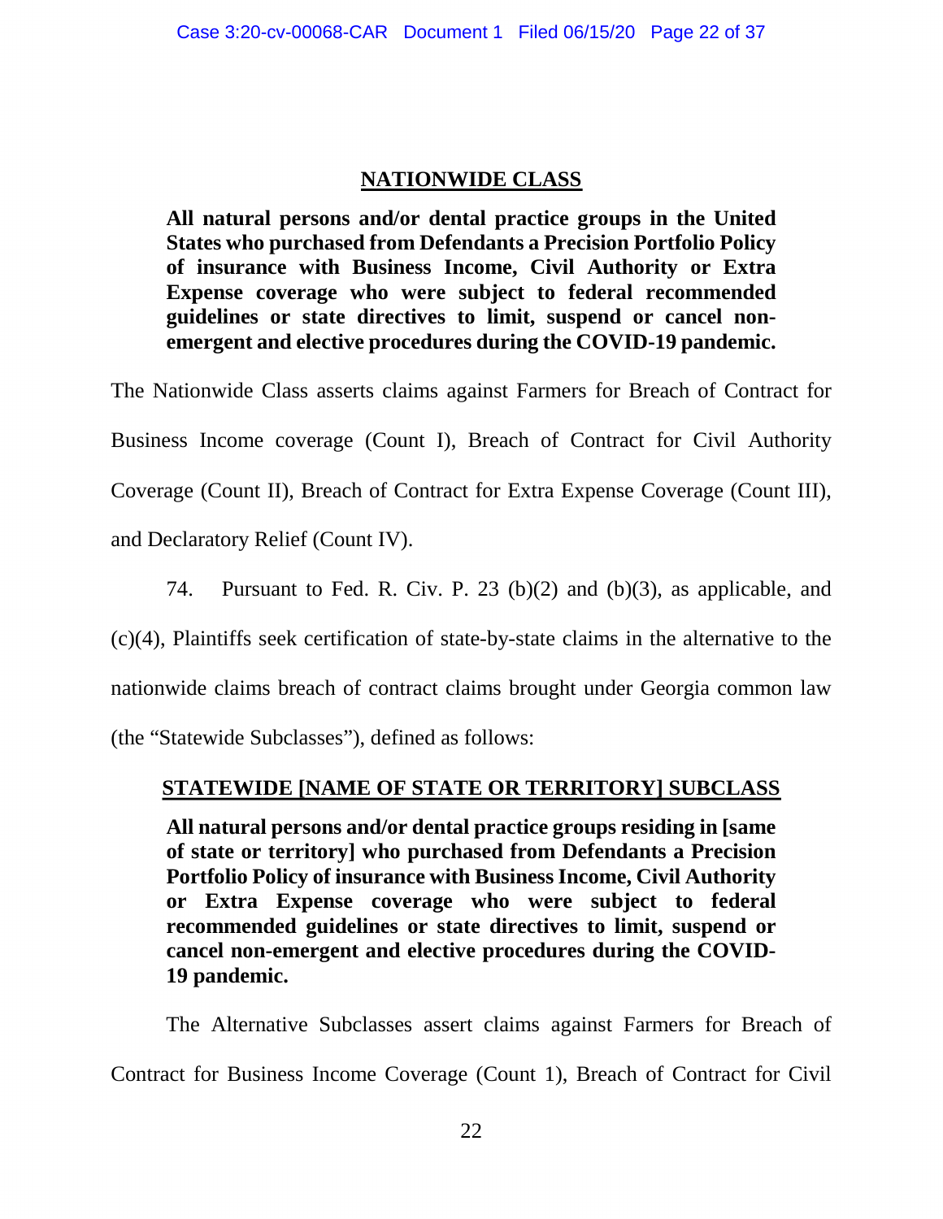## NATIONWIDE CLASS

**All natural persons and/or dental practice groups in the United States who purchased from Defendants a Precision Portfolio Policy of insurance with Business Income, Civil Authority or Extra Expense coverage who were subject to federal recommended guidelines or state directives to limit, suspend or cancel non-emergent and elective procedures during the COVID-19 pandemic.**

The Nationwide Class asserts claims against Farmers for Breach of Contract for Business Income coverage (Count I), Breach of Contract for Civil Authority Coverage (Count II), Breach of Contract for Extra Expense Coverage (Count III), and Declaratory Relief (Count IV).

74. Pursuant to Fed. R. Civ. P. 23 (b)(2) and (b)(3), as applicable, and (c)(4), Plaintiffs seek certification of state-by-state claims in the alternative to the nationwide claims breach of contract claims brought under Georgia common law (the "Statewide Subclasses"), defined as follows:

## STATEWIDE [NAME OF STATE OR TERRITORY] SUBCLASS

**All natural persons and/or dental practice groups residing in [same of state or territory] who purchased from Defendants a Precision Portfolio Policy of insurance with Business Income, Civil Authority or Extra Expense coverage who were subject to federal recommended guidelines or state directives to limit, suspend or cancel non-emergent and elective procedures during the COVID-19 pandemic.**

The Alternative Subclasses assert claims against Farmers for Breach of Contract for Business Income Coverage (Count 1), Breach of Contract for Civil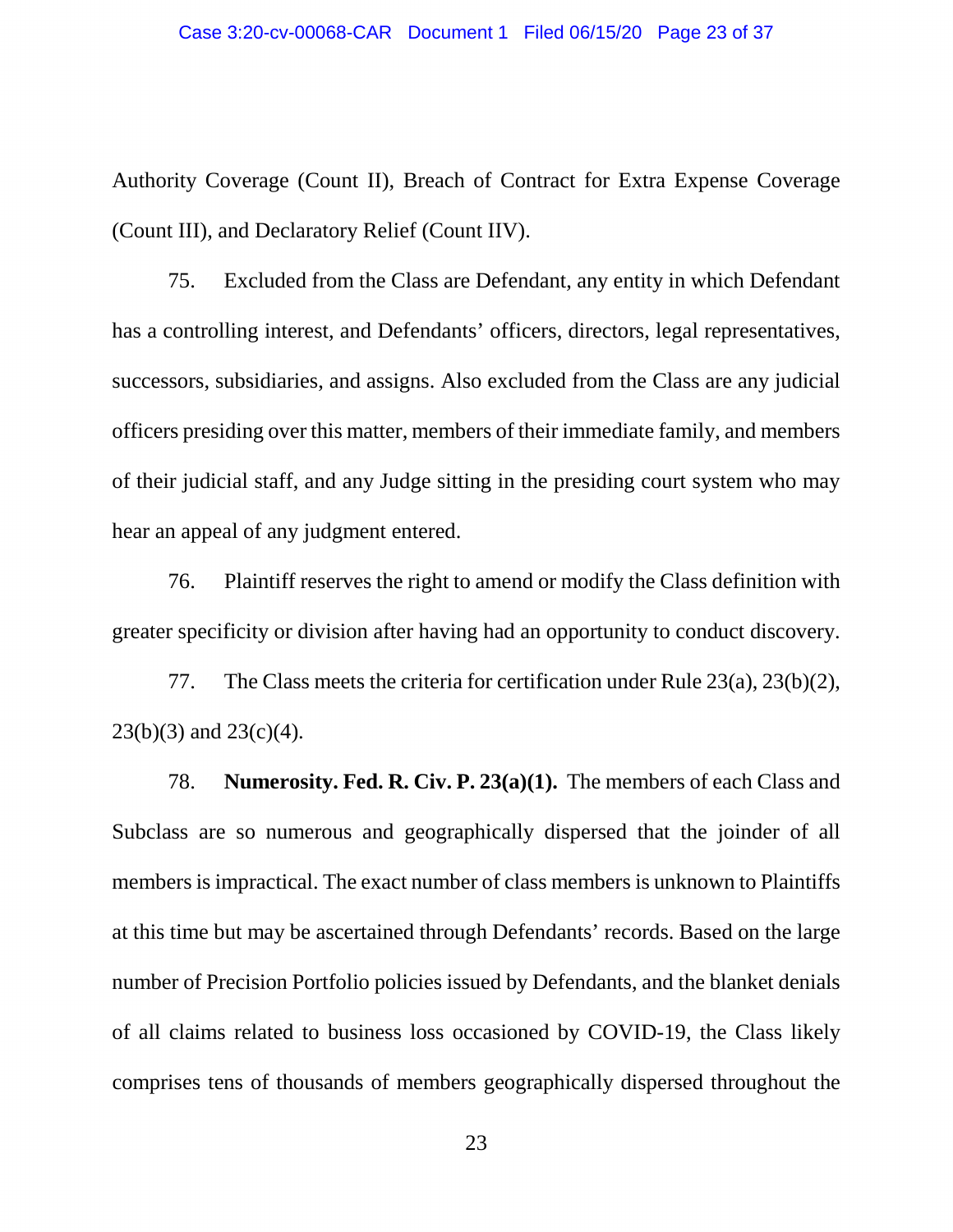Authority Coverage (Count II), Breach of Contract for Extra Expense Coverage (Count III), and Declaratory Relief (Count IIV).

75. Excluded from the Class are Defendant, any entity in which Defendant has a controlling interest, and Defendants' officers, directors, legal representatives, successors, subsidiaries, and assigns. Also excluded from the Class are any judicial officers presiding over this matter, members of their immediate family, and members of their judicial staff, and any Judge sitting in the presiding court system who may hear an appeal of any judgment entered.

76. Plaintiff reserves the right to amend or modify the Class definition with greater specificity or division after having had an opportunity to conduct discovery.

77. The Class meets the criteria for certification under Rule 23(a), 23(b)(2), 23(b)(3) and 23(c)(4).

78. **Numerosity. Fed. R. Civ. P. 23(a)(1).** The members of each Class and Subclass are so numerous and geographically dispersed that the joinder of all members is impractical. The exact number of class members is unknown to Plaintiffs at this time but may be ascertained through Defendants' records. Based on the large number of Precision Portfolio policies issued by Defendants, and the blanket denials of all claims related to business loss occasioned by COVID-19, the Class likely comprises tens of thousands of members geographically dispersed throughout the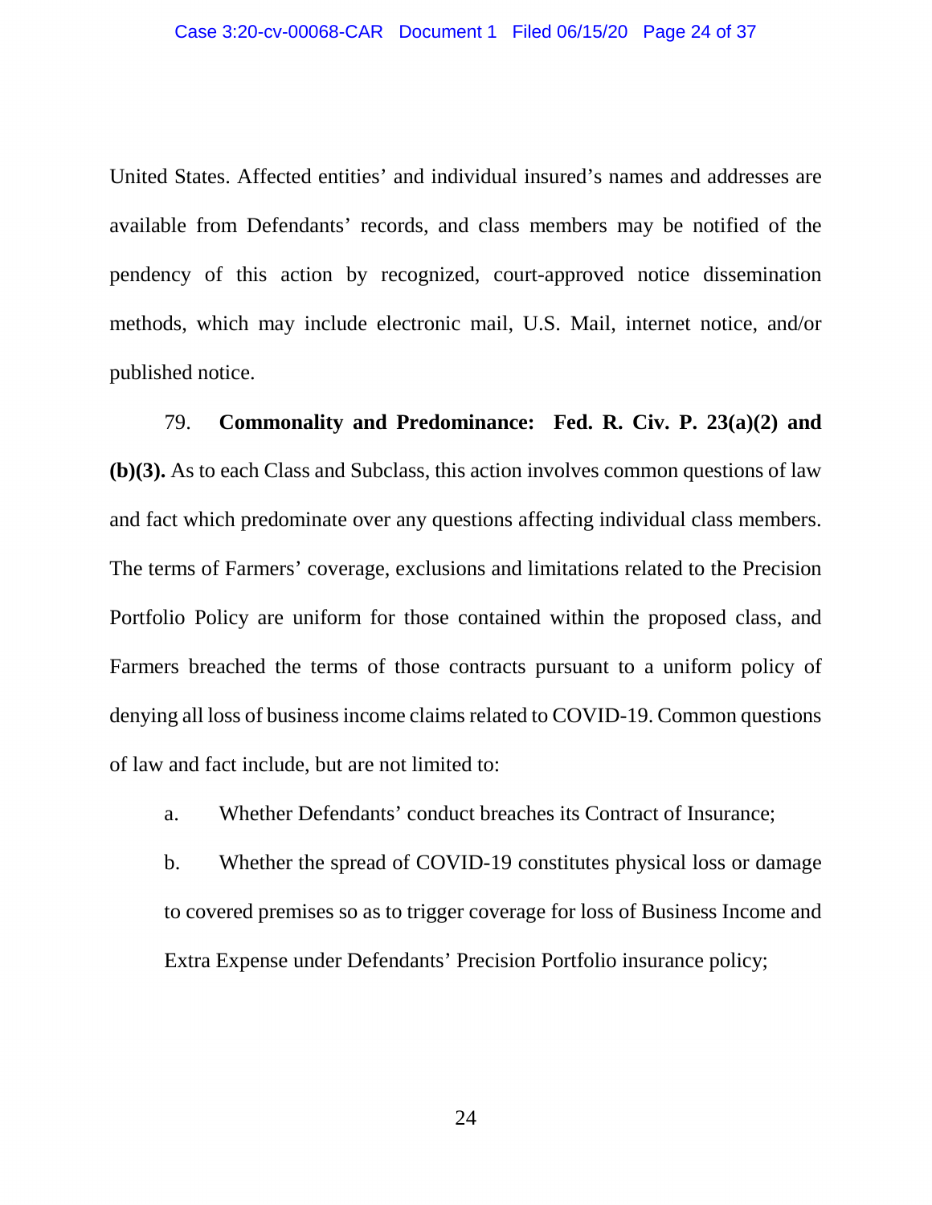United States. Affected entities' and individual insured's names and addresses are available from Defendants' records, and class members may be notified of the pendency of this action by recognized, court-approved notice dissemination methods, which may include electronic mail, U.S. Mail, internet notice, and/or published notice.

79. **Commonality and Predominance: Fed. R. Civ. P. 23(a)(2) and (b)(3).** As to each Class and Subclass, this action involves common questions of law and fact which predominate over any questions affecting individual class members. The terms of Farmers' coverage, exclusions and limitations related to the Precision Portfolio Policy are uniform for those contained within the proposed class, and Farmers breached the terms of those contracts pursuant to a uniform policy of denying all loss of business income claims related to COVID-19. Common questions of law and fact include, but are not limited to:

a. Whether Defendants' conduct breaches its Contract of Insurance;

b. Whether the spread of COVID-19 constitutes physical loss or damage to covered premises so as to trigger coverage for loss of Business Income and Extra Expense under Defendants' Precision Portfolio insurance policy;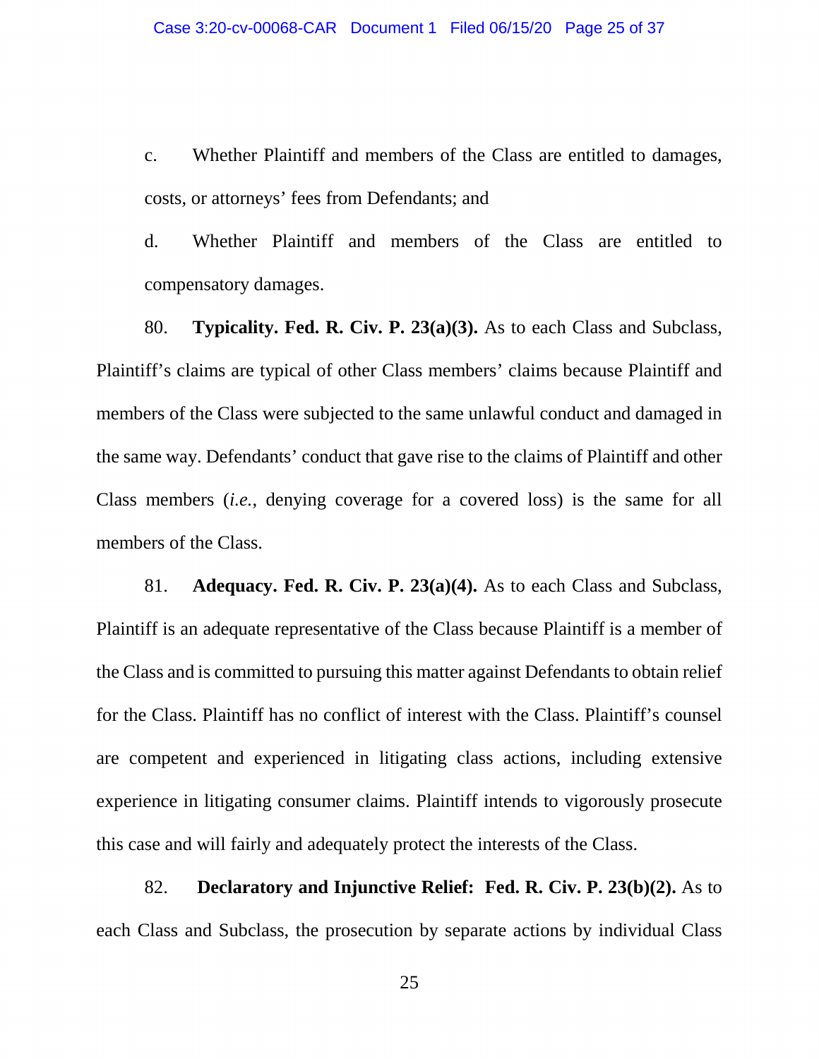c. Whether Plaintiff and members of the Class are entitled to damages, costs, or attorneys' fees from Defendants; and

d. Whether Plaintiff and members of the Class are entitled to compensatory damages.

80. **Typicality. Fed. R. Civ. P. 23(a)(3).** As to each Class and Subclass, Plaintiff's claims are typical of other Class members' claims because Plaintiff and members of the Class were subjected to the same unlawful conduct and damaged in the same way. Defendants' conduct that gave rise to the claims of Plaintiff and other Class members (*i.e.*, denying coverage for a covered loss) is the same for all members of the Class.

81. **Adequacy. Fed. R. Civ. P. 23(a)(4).** As to each Class and Subclass, Plaintiff is an adequate representative of the Class because Plaintiff is a member of the Class and is committed to pursuing this matter against Defendants to obtain relief for the Class. Plaintiff has no conflict of interest with the Class. Plaintiff's counsel are competent and experienced in litigating class actions, including extensive experience in litigating consumer claims. Plaintiff intends to vigorously prosecute this case and will fairly and adequately protect the interests of the Class.

82. **Declaratory and Injunctive Relief: Fed. R. Civ. P. 23(b)(2).** As to each Class and Subclass, the prosecution by separate actions by individual Class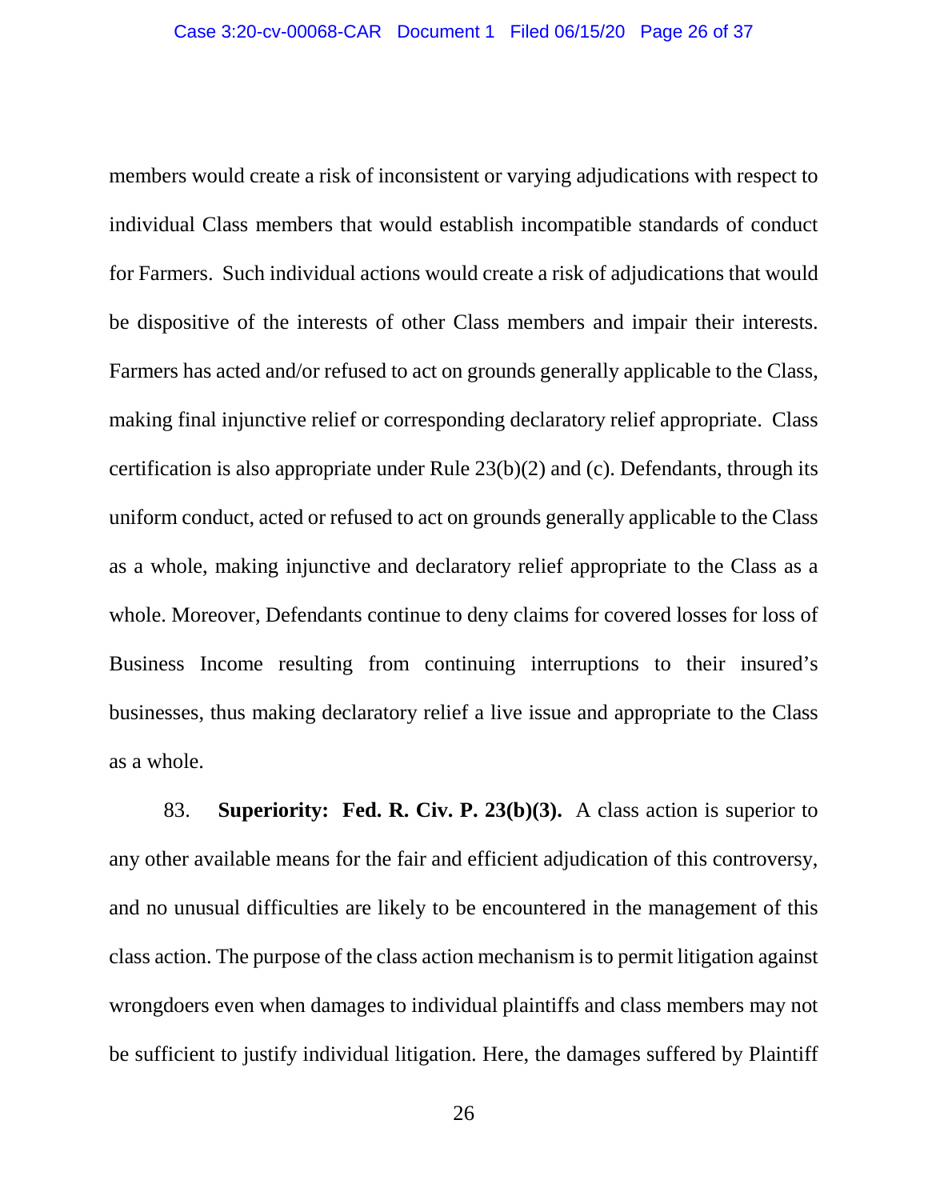members would create a risk of inconsistent or varying adjudications with respect to individual Class members that would establish incompatible standards of conduct for Farmers. Such individual actions would create a risk of adjudications that would be dispositive of the interests of other Class members and impair their interests. Farmers has acted and/or refused to act on grounds generally applicable to the Class, making final injunctive relief or corresponding declaratory relief appropriate. Class certification is also appropriate under Rule 23(b)(2) and (c). Defendants, through its uniform conduct, acted or refused to act on grounds generally applicable to the Class as a whole, making injunctive and declaratory relief appropriate to the Class as a whole. Moreover, Defendants continue to deny claims for covered losses for loss of Business Income resulting from continuing interruptions to their insured's businesses, thus making declaratory relief a live issue and appropriate to the Class as a whole.

83. **Superiority: Fed. R. Civ. P. 23(b)(3).** A class action is superior to any other available means for the fair and efficient adjudication of this controversy, and no unusual difficulties are likely to be encountered in the management of this class action. The purpose of the class action mechanism is to permit litigation against wrongdoers even when damages to individual plaintiffs and class members may not be sufficient to justify individual litigation. Here, the damages suffered by Plaintiff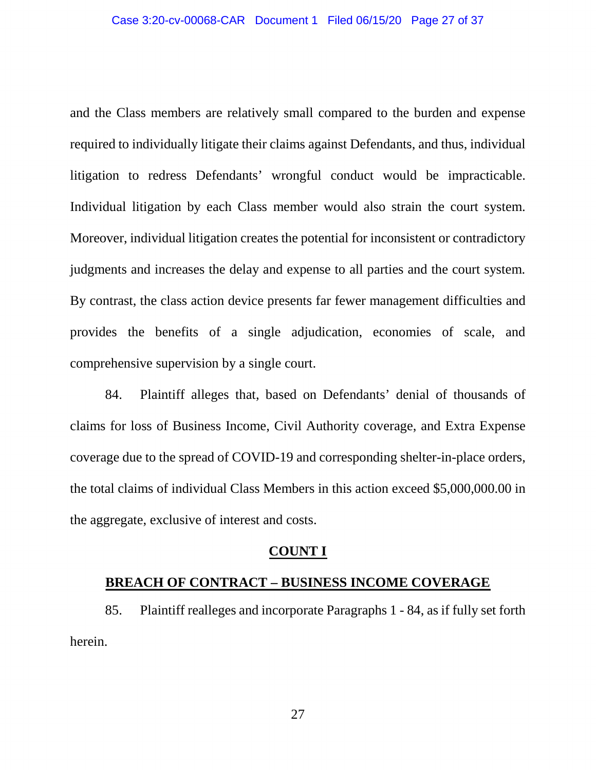and the Class members are relatively small compared to the burden and expense required to individually litigate their claims against Defendants, and thus, individual litigation to redress Defendants' wrongful conduct would be impracticable. Individual litigation by each Class member would also strain the court system. Moreover, individual litigation creates the potential for inconsistent or contradictory judgments and increases the delay and expense to all parties and the court system. By contrast, the class action device presents far fewer management difficulties and provides the benefits of a single adjudication, economies of scale, and comprehensive supervision by a single court.

84. Plaintiff alleges that, based on Defendants' denial of thousands of claims for loss of Business Income, Civil Authority coverage, and Extra Expense coverage due to the spread of COVID-19 and corresponding shelter-in-place orders, the total claims of individual Class Members in this action exceed $5,000,000.00 in the aggregate, exclusive of interest and costs.

## COUNT I

## BREACH OF CONTRACT – BUSINESS INCOME COVERAGE

85. Plaintiff realleges and incorporate Paragraphs 1 - 84, as if fully set forth herein.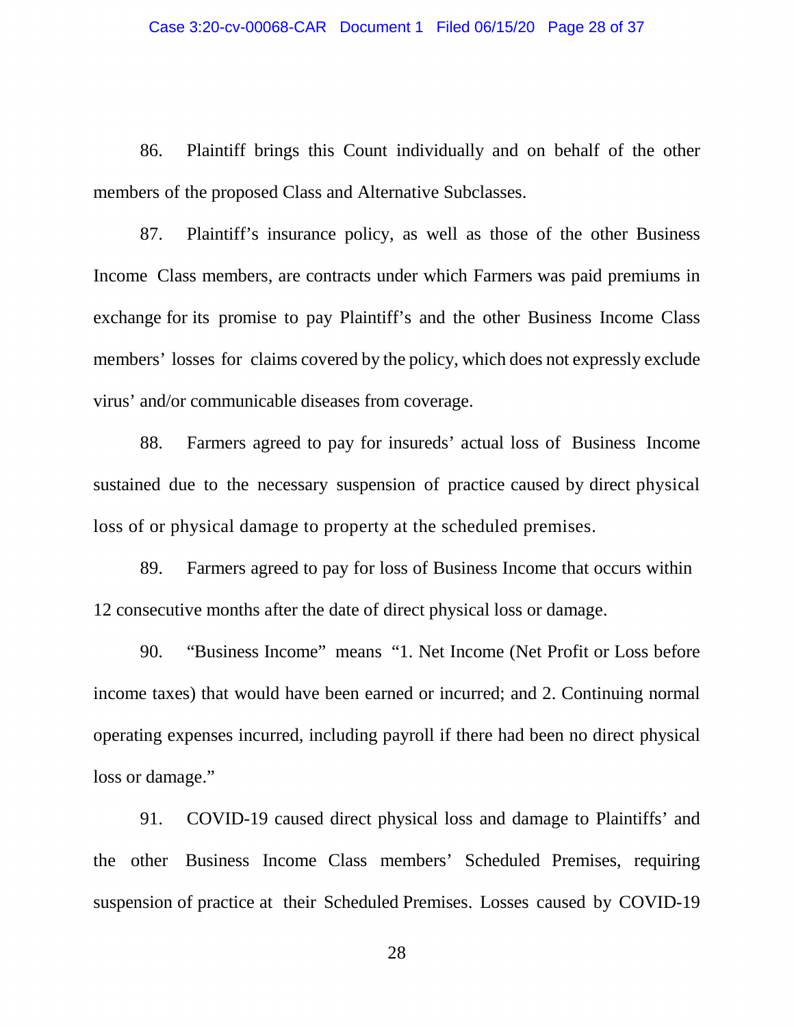86. Plaintiff brings this Count individually and on behalf of the other members of the proposed Class and Alternative Subclasses.

87. Plaintiff's insurance policy, as well as those of the other Business Income Class members, are contracts under which Farmers was paid premiums in exchange for its promise to pay Plaintiff's and the other Business Income Class members' losses for claims covered by the policy, which does not expressly exclude virus' and/or communicable diseases from coverage.

88. Farmers agreed to pay for insureds' actual loss of Business Income sustained due to the necessary suspension of practice caused by direct physical loss of or physical damage to property at the scheduled premises.

89. Farmers agreed to pay for loss of Business Income that occurs within 12 consecutive months after the date of direct physical loss or damage.

90. "Business Income" means "1. Net Income (Net Profit or Loss before income taxes) that would have been earned or incurred; and 2. Continuing normal operating expenses incurred, including payroll if there had been no direct physical loss or damage."

91. COVID-19 caused direct physical loss and damage to Plaintiffs' and the other Business Income Class members' Scheduled Premises, requiring suspension of practice at their Scheduled Premises. Losses caused by COVID-19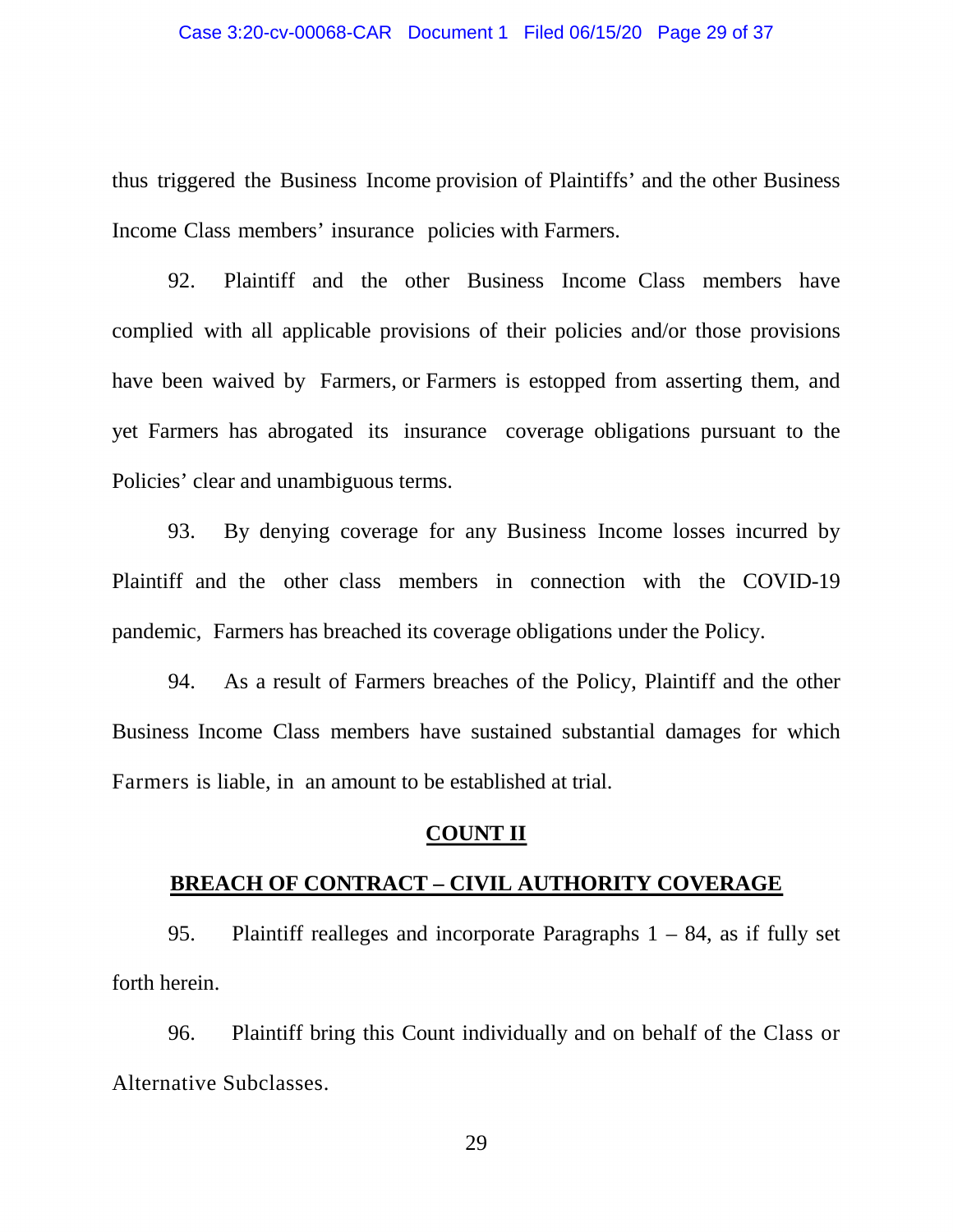thus triggered the Business Income provision of Plaintiffs' and the other Business Income Class members' insurance policies with Farmers.

92. Plaintiff and the other Business Income Class members have complied with all applicable provisions of their policies and/or those provisions have been waived by Farmers, or Farmers is estopped from asserting them, and yet Farmers has abrogated its insurance coverage obligations pursuant to the Policies' clear and unambiguous terms.

93. By denying coverage for any Business Income losses incurred by Plaintiff and the other class members in connection with the COVID-19 pandemic, Farmers has breached its coverage obligations under the Policy.

94. As a result of Farmers breaches of the Policy, Plaintiff and the other Business Income Class members have sustained substantial damages for which Farmers is liable, in an amount to be established at trial.

**COUNT II**

**BREACH OF CONTRACT – CIVIL AUTHORITY COVERAGE**

95. Plaintiff realleges and incorporate Paragraphs 1 – 84, as if fully set forth herein.

96. Plaintiff bring this Count individually and on behalf of the Class or Alternative Subclasses.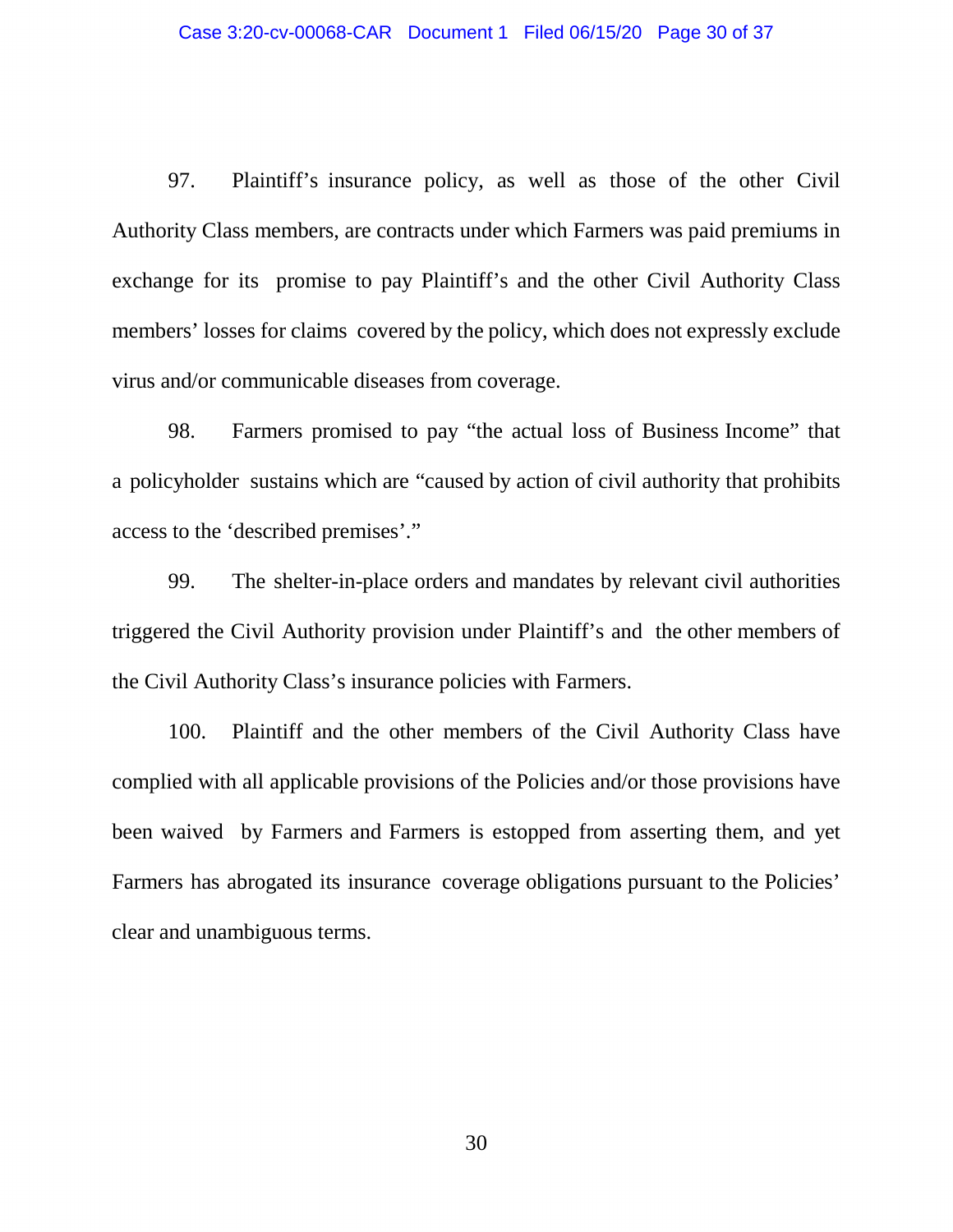97. Plaintiff's insurance policy, as well as those of the other Civil Authority Class members, are contracts under which Farmers was paid premiums in exchange for its promise to pay Plaintiff's and the other Civil Authority Class members' losses for claims covered by the policy, which does not expressly exclude virus and/or communicable diseases from coverage.

98. Farmers promised to pay "the actual loss of Business Income" that a policyholder sustains which are "caused by action of civil authority that prohibits access to the 'described premises'."

99. The shelter-in-place orders and mandates by relevant civil authorities triggered the Civil Authority provision under Plaintiff's and the other members of the Civil Authority Class's insurance policies with Farmers.

100. Plaintiff and the other members of the Civil Authority Class have complied with all applicable provisions of the Policies and/or those provisions have been waived by Farmers and Farmers is estopped from asserting them, and yet Farmers has abrogated its insurance coverage obligations pursuant to the Policies' clear and unambiguous terms.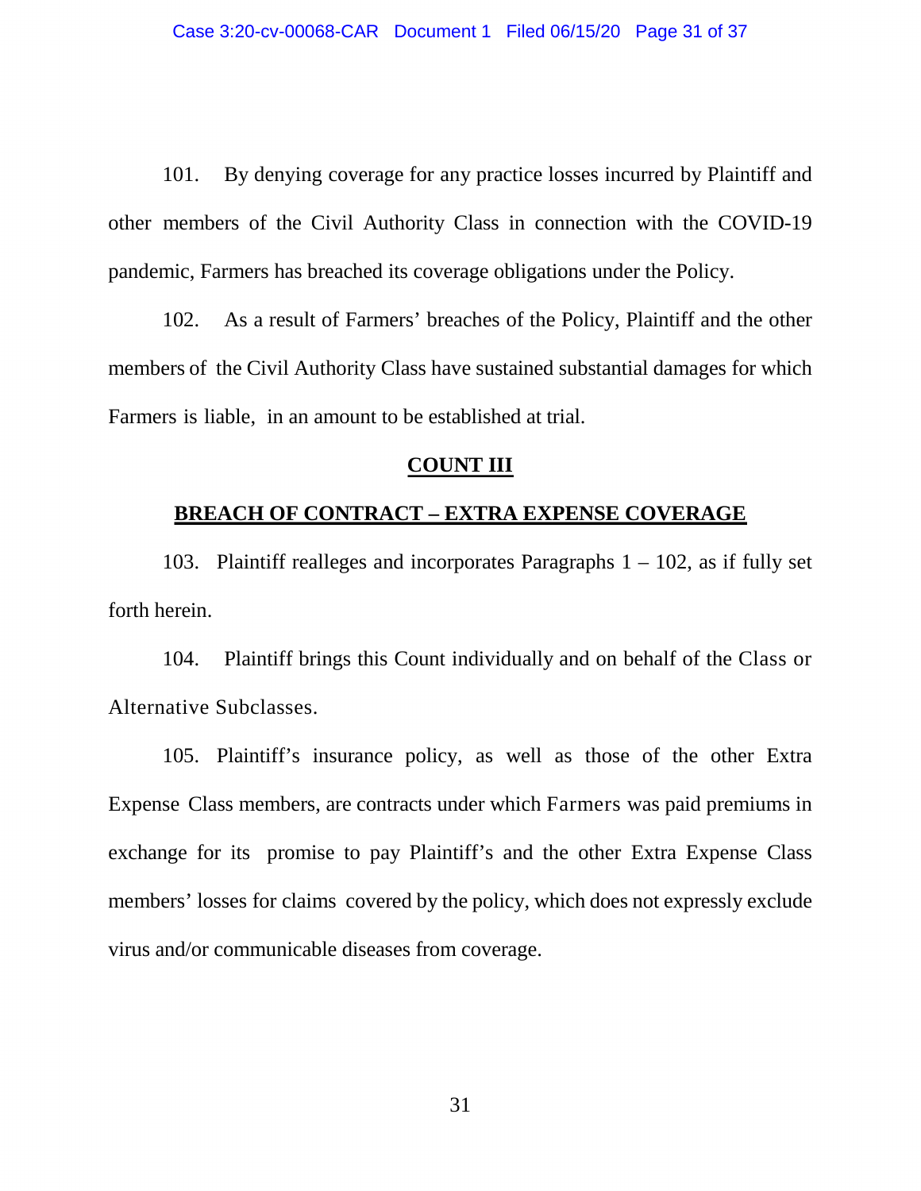101. By denying coverage for any practice losses incurred by Plaintiff and other members of the Civil Authority Class in connection with the COVID-19 pandemic, Farmers has breached its coverage obligations under the Policy.

102. As a result of Farmers' breaches of the Policy, Plaintiff and the other members of the Civil Authority Class have sustained substantial damages for which Farmers is liable, in an amount to be established at trial.

**COUNT III**

**BREACH OF CONTRACT – EXTRA EXPENSE COVERAGE**

103. Plaintiff realleges and incorporates Paragraphs 1 – 102, as if fully set forth herein.

104. Plaintiff brings this Count individually and on behalf of the Class or Alternative Subclasses.

105. Plaintiff's insurance policy, as well as those of the other Extra Expense Class members, are contracts under which Farmers was paid premiums in exchange for its promise to pay Plaintiff's and the other Extra Expense Class members' losses for claims covered by the policy, which does not expressly exclude virus and/or communicable diseases from coverage.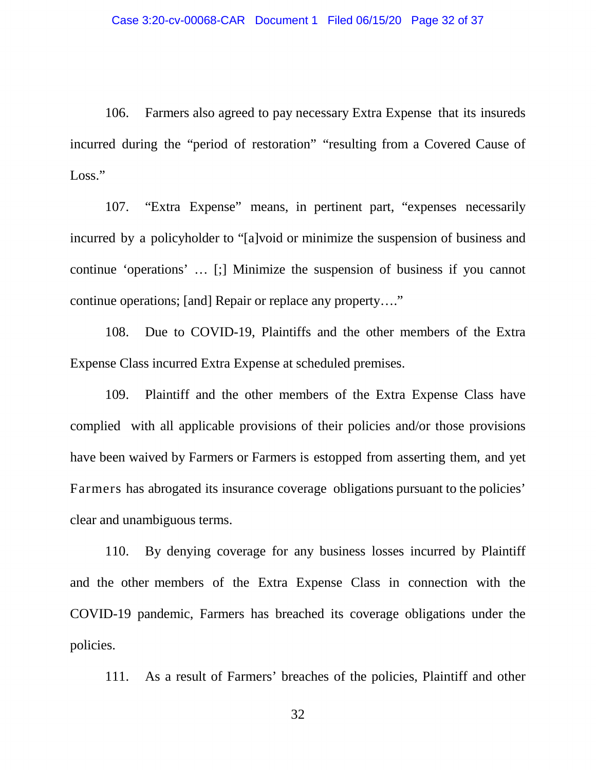106. Farmers also agreed to pay necessary Extra Expense that its insureds incurred during the "period of restoration" "resulting from a Covered Cause of Loss."

107. "Extra Expense" means, in pertinent part, "expenses necessarily incurred by a policyholder to "[a]void or minimize the suspension of business and continue 'operations' … [;] Minimize the suspension of business if you cannot continue operations; [and] Repair or replace any property…."

108. Due to COVID-19, Plaintiffs and the other members of the Extra Expense Class incurred Extra Expense at scheduled premises.

109. Plaintiff and the other members of the Extra Expense Class have complied with all applicable provisions of their policies and/or those provisions have been waived by Farmers or Farmers is estopped from asserting them, and yet Farmers has abrogated its insurance coverage obligations pursuant to the policies' clear and unambiguous terms.

110. By denying coverage for any business losses incurred by Plaintiff and the other members of the Extra Expense Class in connection with the COVID-19 pandemic, Farmers has breached its coverage obligations under the policies.

111. As a result of Farmers' breaches of the policies, Plaintiff and other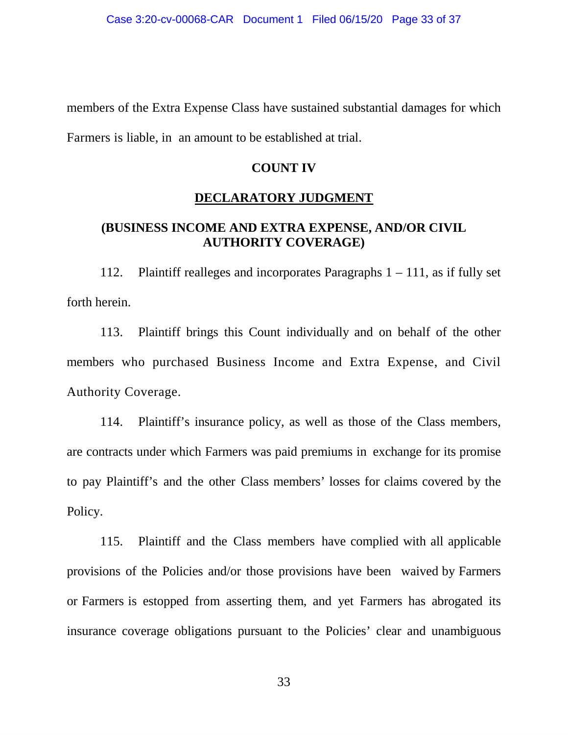members of the Extra Expense Class have sustained substantial damages for which Farmers is liable, in an amount to be established at trial.

**COUNT IV**

**DECLARATORY JUDGMENT**

**(BUSINESS INCOME AND EXTRA EXPENSE, AND/OR CIVIL AUTHORITY COVERAGE)**

112. Plaintiff realleges and incorporates Paragraphs 1 – 111, as if fully set forth herein.

113. Plaintiff brings this Count individually and on behalf of the other members who purchased Business Income and Extra Expense, and Civil Authority Coverage.

114. Plaintiff's insurance policy, as well as those of the Class members, are contracts under which Farmers was paid premiums in exchange for its promise to pay Plaintiff's and the other Class members' losses for claims covered by the Policy.

115. Plaintiff and the Class members have complied with all applicable provisions of the Policies and/or those provisions have been waived by Farmers or Farmers is estopped from asserting them, and yet Farmers has abrogated its insurance coverage obligations pursuant to the Policies' clear and unambiguous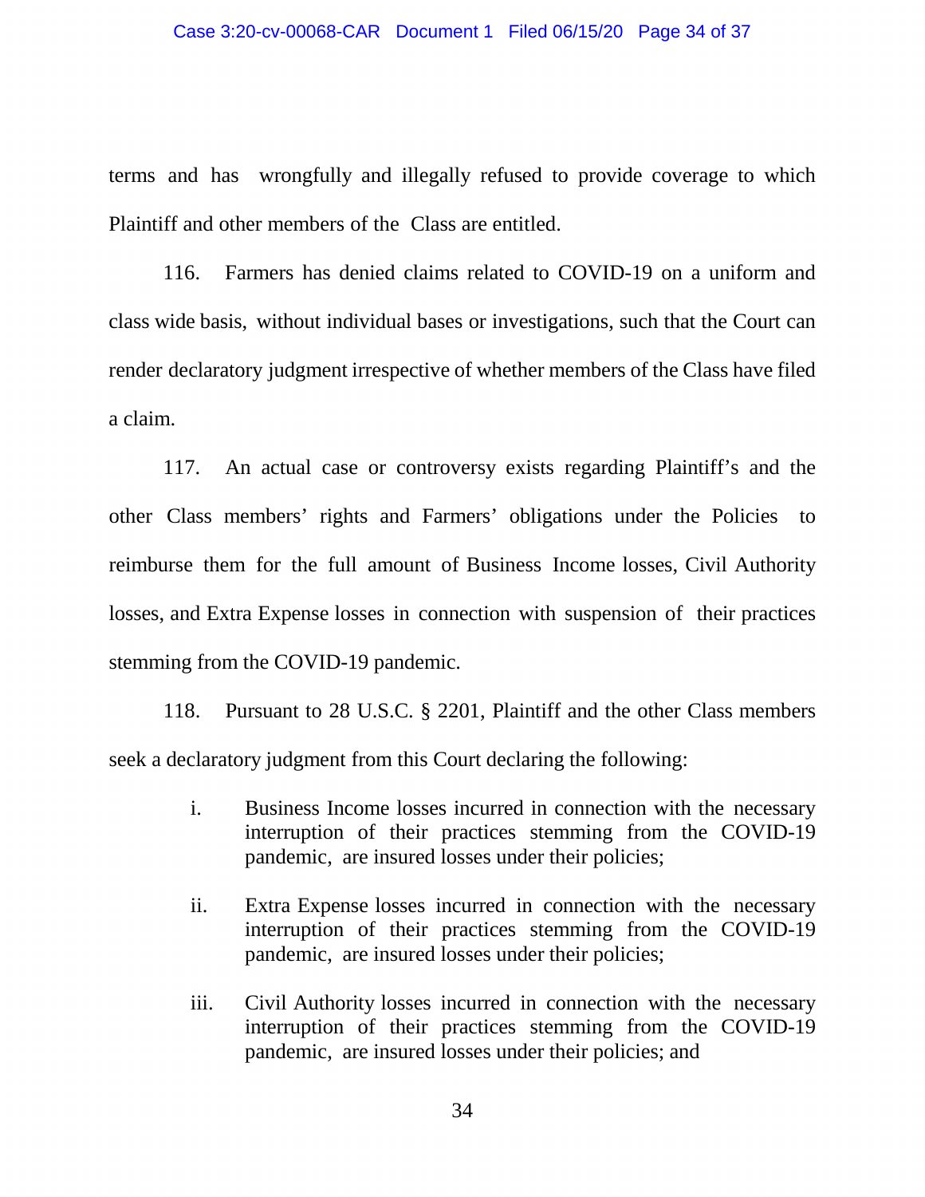terms and has wrongfully and illegally refused to provide coverage to which Plaintiff and other members of the Class are entitled.

116. Farmers has denied claims related to COVID-19 on a uniform and class wide basis, without individual bases or investigations, such that the Court can render declaratory judgment irrespective of whether members of the Class have filed a claim.

117. An actual case or controversy exists regarding Plaintiff's and the other Class members' rights and Farmers' obligations under the Policies to reimburse them for the full amount of Business Income losses, Civil Authority losses, and Extra Expense losses in connection with suspension of their practices stemming from the COVID-19 pandemic.

118. Pursuant to 28 U.S.C. § 2201, Plaintiff and the other Class members seek a declaratory judgment from this Court declaring the following:

i. Business Income losses incurred in connection with the necessary interruption of their practices stemming from the COVID-19 pandemic, are insured losses under their policies;

ii. Extra Expense losses incurred in connection with the necessary interruption of their practices stemming from the COVID-19 pandemic, are insured losses under their policies;

iii. Civil Authority losses incurred in connection with the necessary interruption of their practices stemming from the COVID-19 pandemic, are insured losses under their policies; and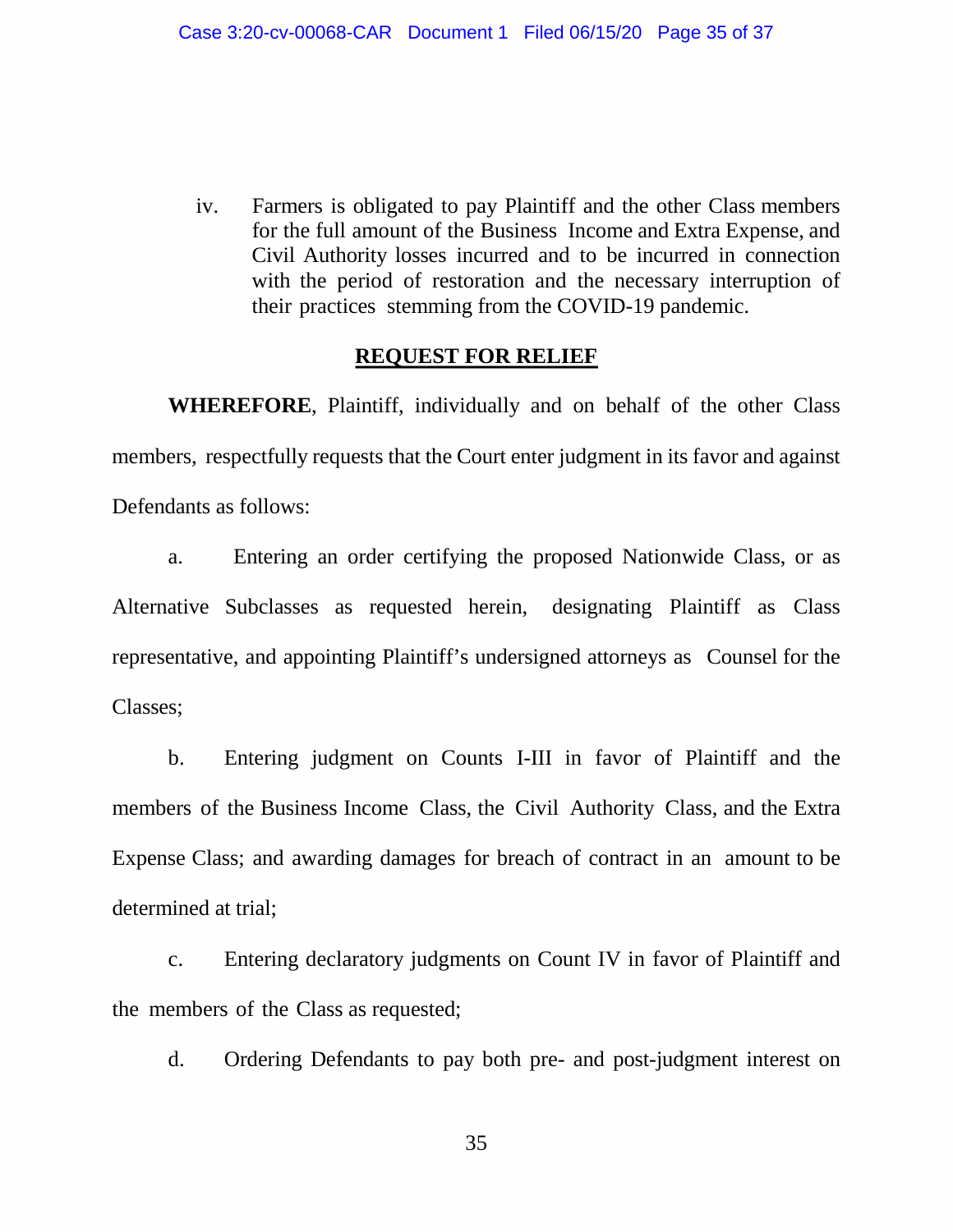iv. Farmers is obligated to pay Plaintiff and the other Class members for the full amount of the Business Income and Extra Expense, and Civil Authority losses incurred and to be incurred in connection with the period of restoration and the necessary interruption of their practices stemming from the COVID-19 pandemic.

## REQUEST FOR RELIEF

**WHEREFORE**, Plaintiff, individually and on behalf of the other Class members, respectfully requests that the Court enter judgment in its favor and against Defendants as follows:

a. Entering an order certifying the proposed Nationwide Class, or as Alternative Subclasses as requested herein, designating Plaintiff as Class representative, and appointing Plaintiff's undersigned attorneys as Counsel for the Classes;

b. Entering judgment on Counts I-III in favor of Plaintiff and the members of the Business Income Class, the Civil Authority Class, and the Extra Expense Class; and awarding damages for breach of contract in an amount to be determined at trial;

c. Entering declaratory judgments on Count IV in favor of Plaintiff and the members of the Class as requested;

d. Ordering Defendants to pay both pre- and post-judgment interest on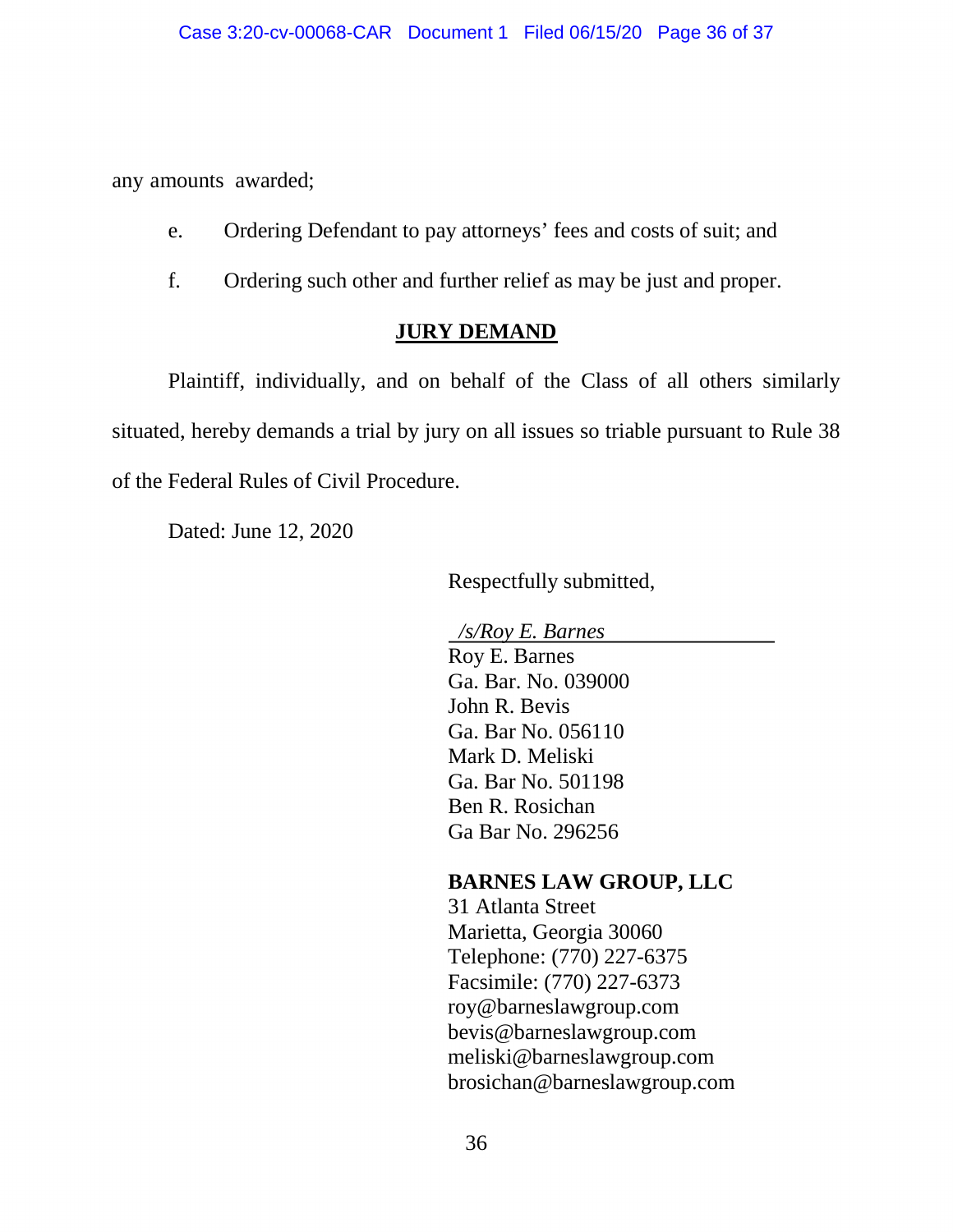any amounts awarded;

e. Ordering Defendant to pay attorneys' fees and costs of suit; and

f. Ordering such other and further relief as may be just and proper.

**JURY DEMAND**

Plaintiff, individually, and on behalf of the Class of all others similarly situated, hereby demands a trial by jury on all issues so triable pursuant to Rule 38 of the Federal Rules of Civil Procedure.

Dated: June 12, 2020

Respectfully submitted,

*/s/Roy E. Barnes*
Roy E. Barnes
Ga. Bar. No. 039000
John R. Bevis
Ga. Bar No. 056110
Mark D. Meliski
Ga. Bar No. 501198
Ben R. Rosichan
Ga Bar No. 296256

**BARNES LAW GROUP, LLC**
31 Atlanta Street
Marietta, Georgia 30060
Telephone: (770) 227-6375
Facsimile: (770) 227-6373
roy@barneslawgroup.com
bevis@barneslawgroup.com
meliski@barneslawgroup.com
brosichan@barneslawgroup.com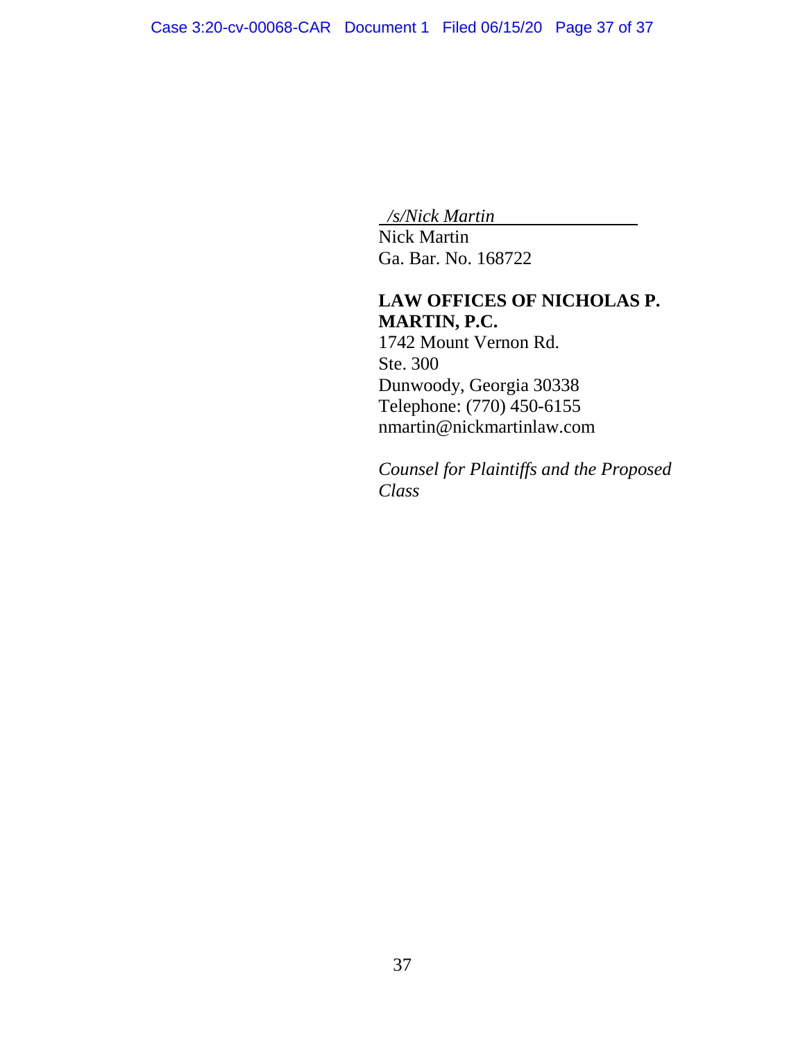*/s/Nick Martin*

Nick Martin
Ga. Bar. No. 168722

**LAW OFFICES OF NICHOLAS P. MARTIN, P.C.**
1742 Mount Vernon Rd.
Ste. 300
Dunwoody, Georgia 30338
Telephone: (770) 450-6155
nmartin@nickmartinlaw.com

*Counsel for Plaintiffs and the Proposed Class*